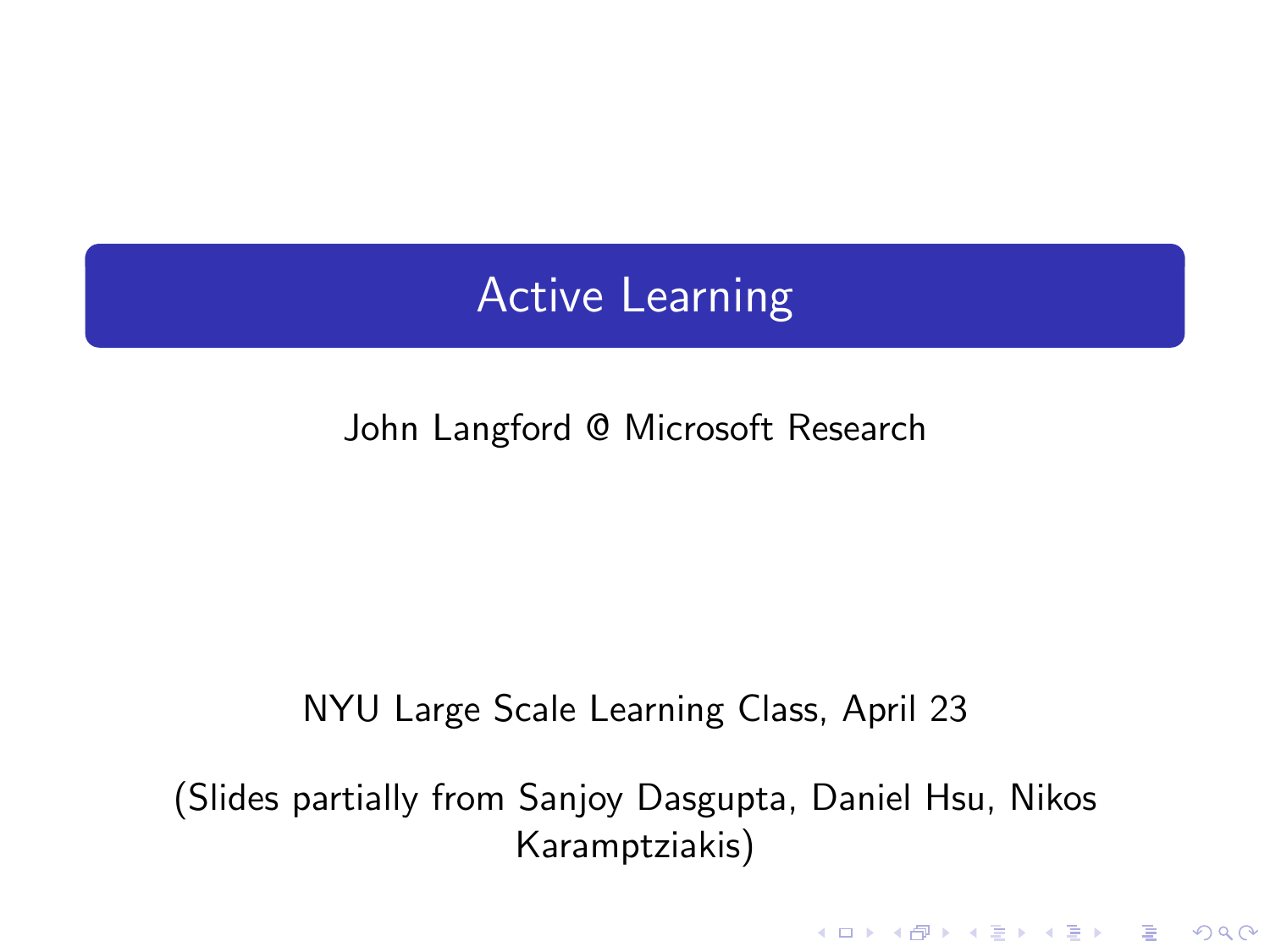# Active Learning

John Langford @ Microsoft Research

NYU Large Scale Learning Class, April 23

(Slides partially from Sanjoy Dasgupta, Daniel Hsu, Nikos Karamptziakis)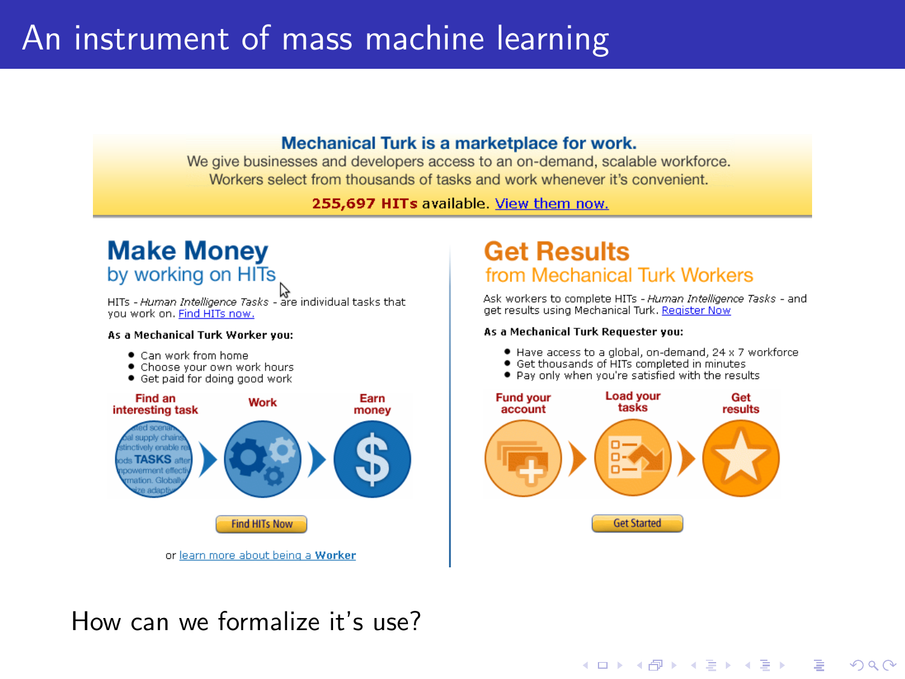# An instrument of mass machine learning

**Mechanical Turk is a marketplace for work.**
We give businesses and developers access to an on-demand, scalable workforce.
Workers select from thousands of tasks and work whenever it's convenient.

**255,697 HITs** available. View them now.

## Make Money
by working on HITs

HITs - *Human Intelligence Tasks* - are individual tasks that you work on. Find HITs now.

**As a Mechanical Turk Worker you:**

- Can work from home
- Choose your own work hours
- Get paid for doing good work

**Find an interesting task** → **Work** → **Earn money**

Find HITs Now

or learn more about being a **Worker**

## Get Results
from Mechanical Turk Workers

Ask workers to complete HITs - *Human Intelligence Tasks* - and get results using Mechanical Turk. Register Now

**As a Mechanical Turk Requester you:**

- Have access to a global, on-demand, 24 x 7 workforce
- Get thousands of HITs completed in minutes
- Pay only when you're satisfied with the results

**Fund your account** → **Load your tasks** → **Get results**

Get Started

How can we formalize it's use?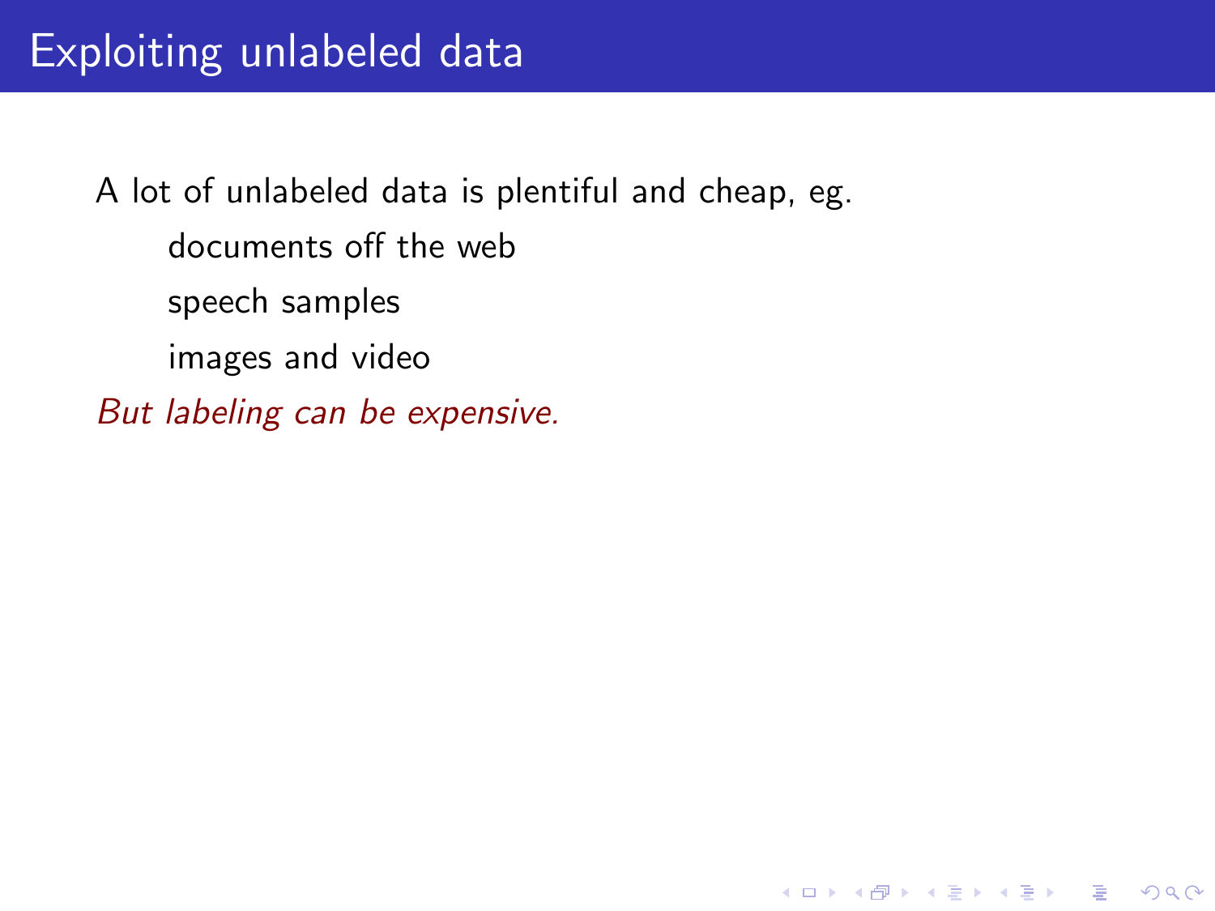# Exploiting unlabeled data

A lot of unlabeled data is plentiful and cheap, eg.

- documents off the web
- speech samples
- images and video

*But labeling can be expensive.*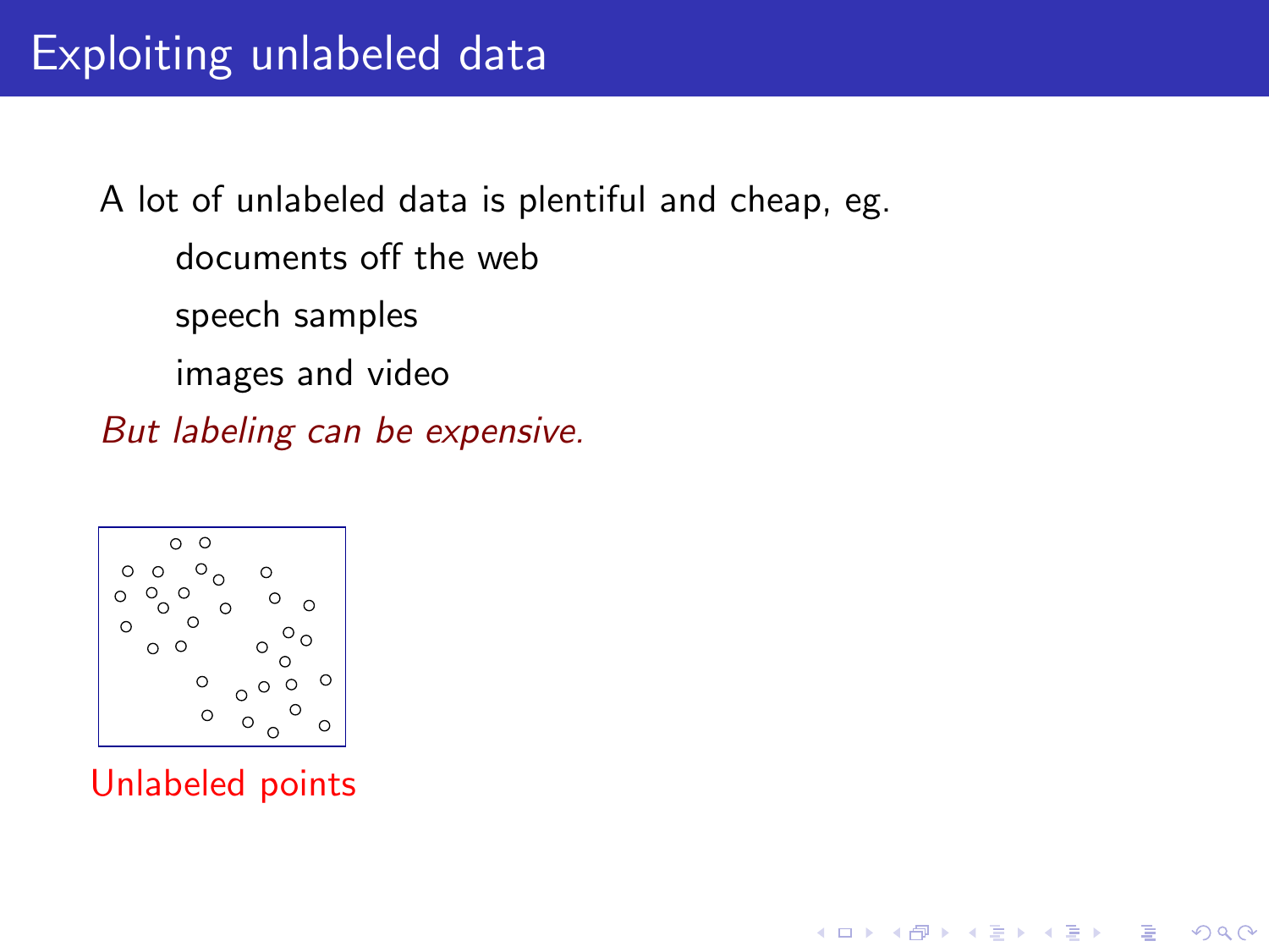# Exploiting unlabeled data

A lot of unlabeled data is plentiful and cheap, eg.

- documents off the web
- speech samples
- images and video

*But labeling can be expensive.*

Unlabeled points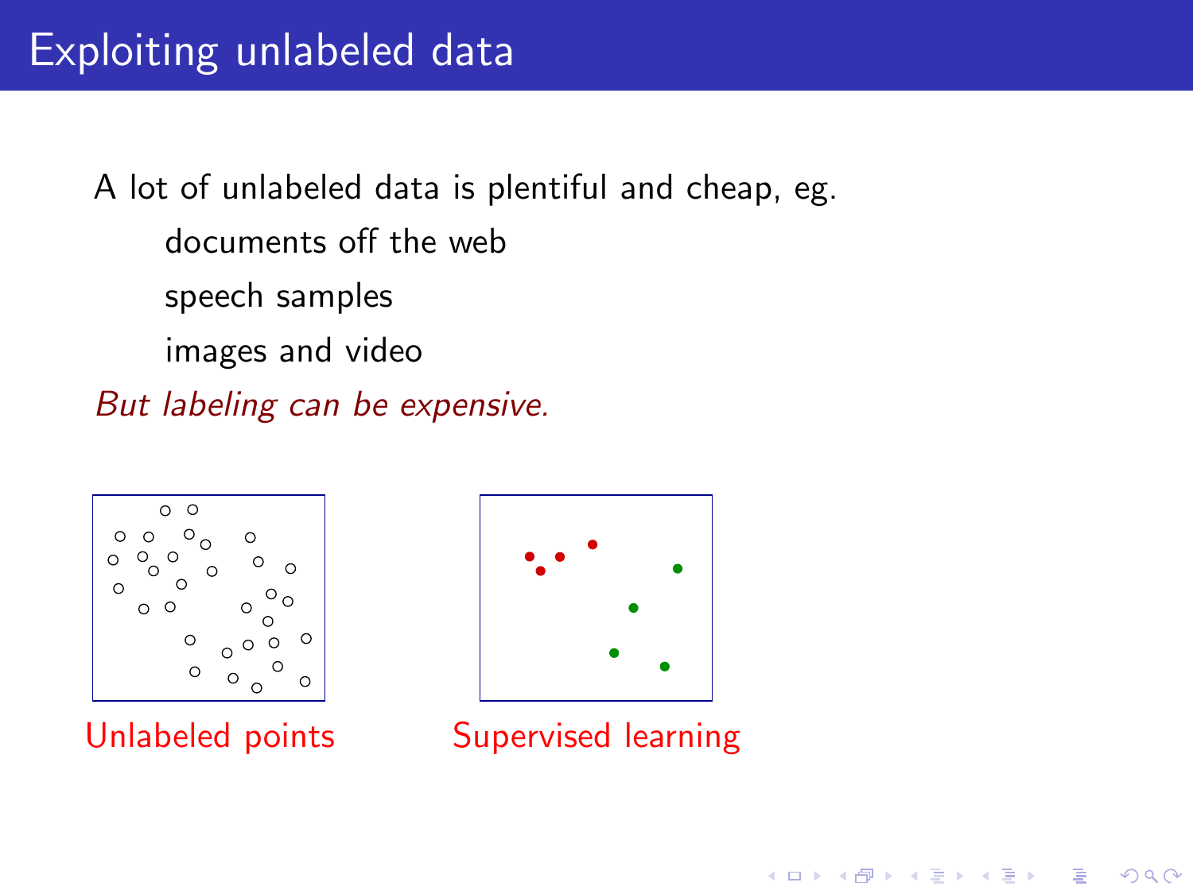# Exploiting unlabeled data

A lot of unlabeled data is plentiful and cheap, eg.

- documents off the web
- speech samples
- images and video

*But labeling can be expensive.*

Unlabeled points

Supervised learning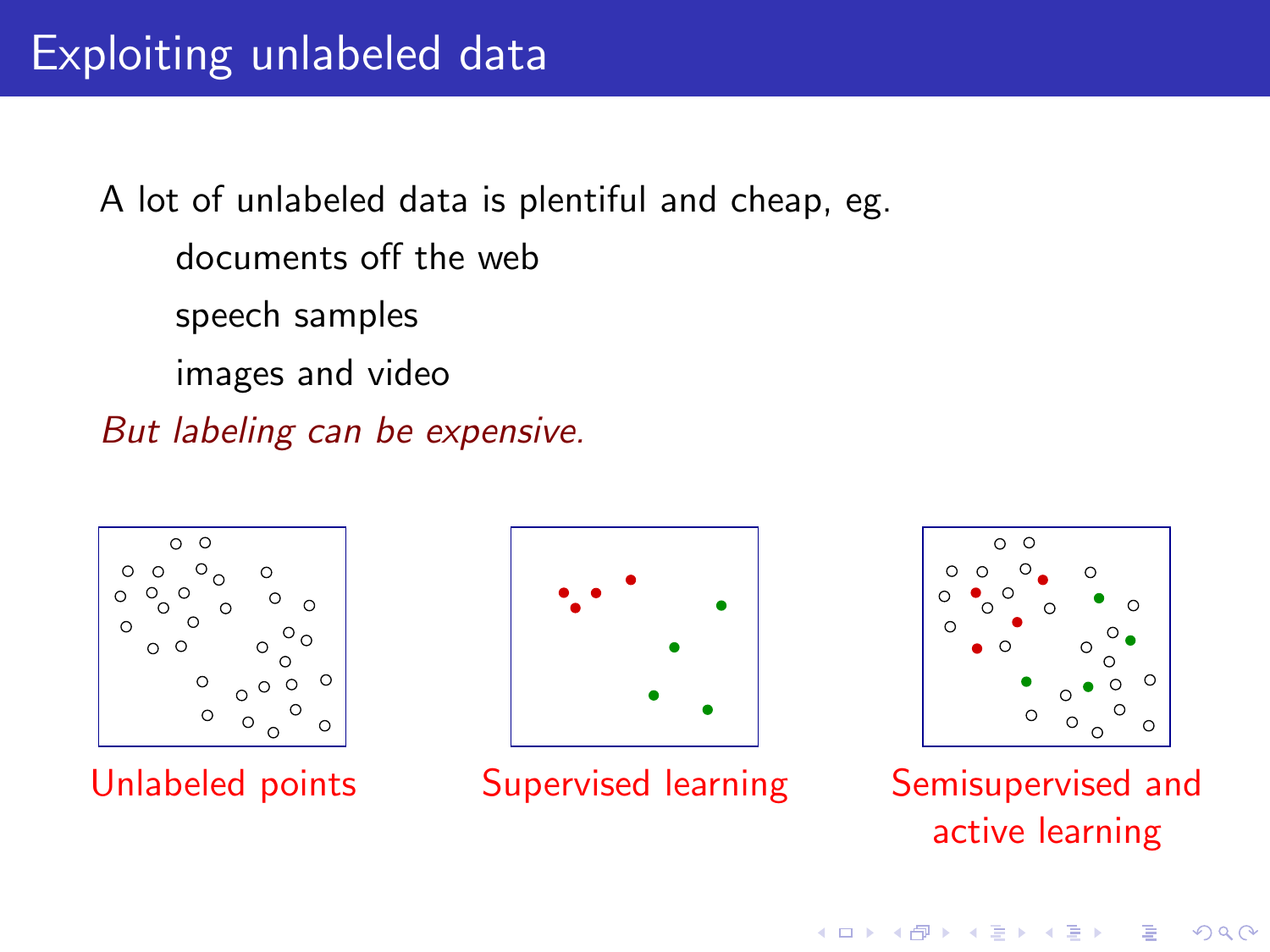# Exploiting unlabeled data

A lot of unlabeled data is plentiful and cheap, eg.

- documents off the web
- speech samples
- images and video

*But labeling can be expensive.*

Unlabeled points

Supervised learning

Semisupervised and active learning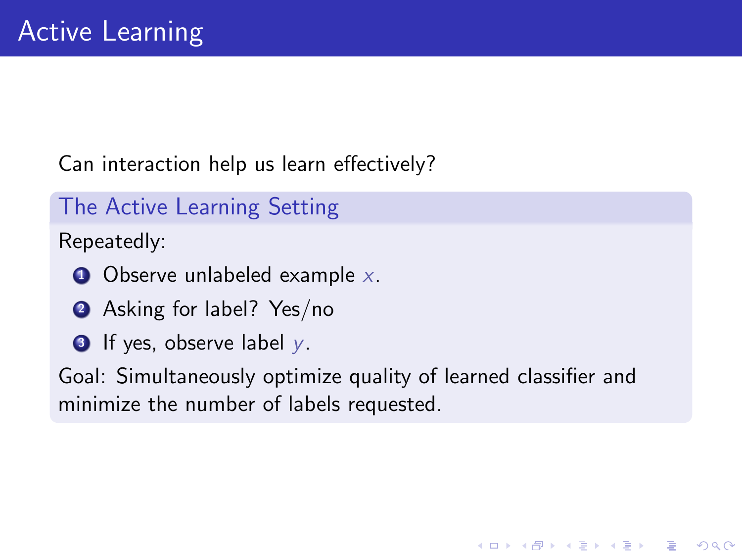# Active Learning

Can interaction help us learn effectively?

### The Active Learning Setting

Repeatedly:

1. Observe unlabeled example $x$.
2. Asking for label? Yes/no
3. If yes, observe label $y$.

Goal: Simultaneously optimize quality of learned classifier and minimize the number of labels requested.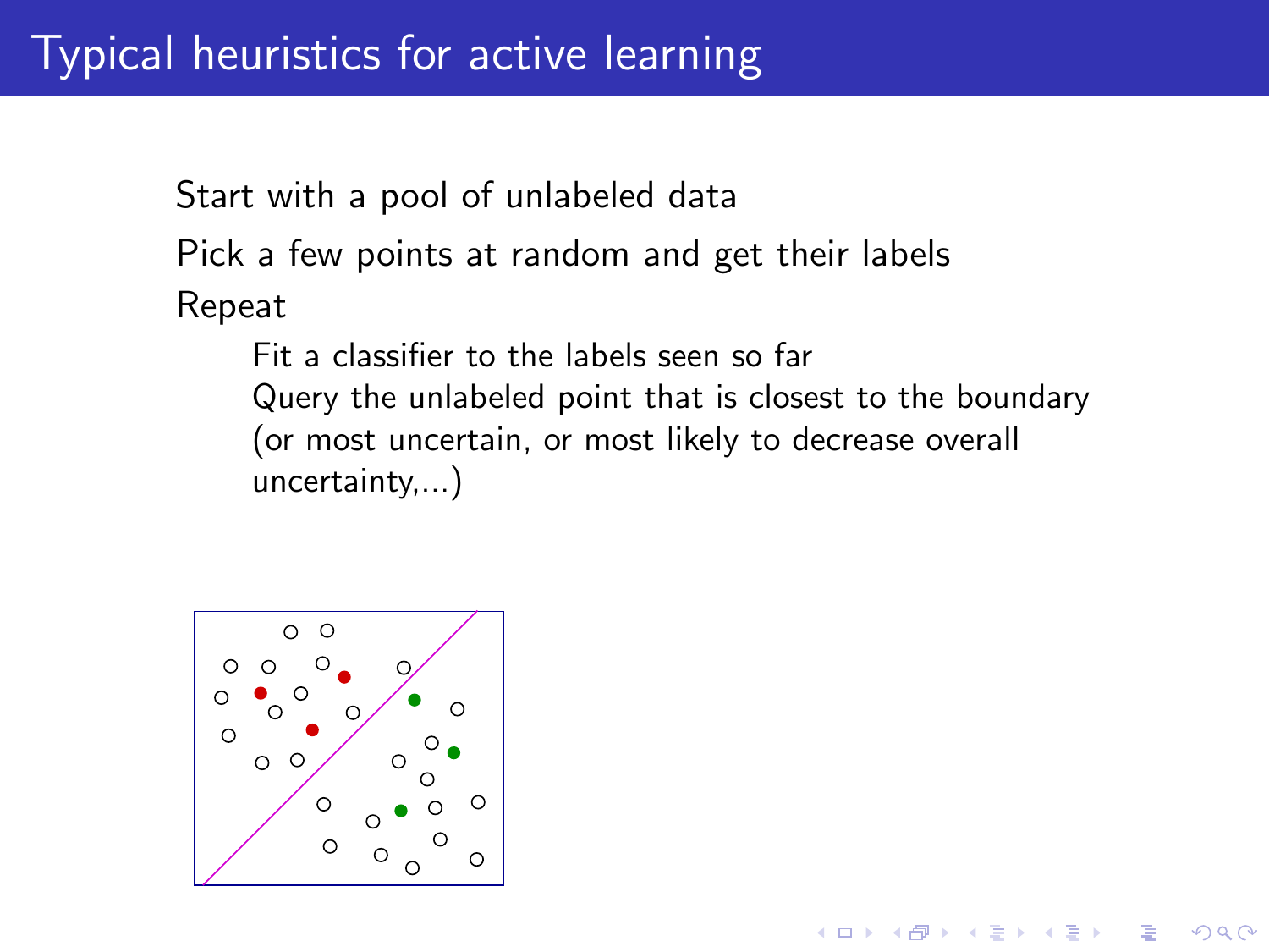# Typical heuristics for active learning

Start with a pool of unlabeled data

Pick a few points at random and get their labels

Repeat

- Fit a classifier to the labels seen so far
- Query the unlabeled point that is closest to the boundary (or most uncertain, or most likely to decrease overall uncertainty,...)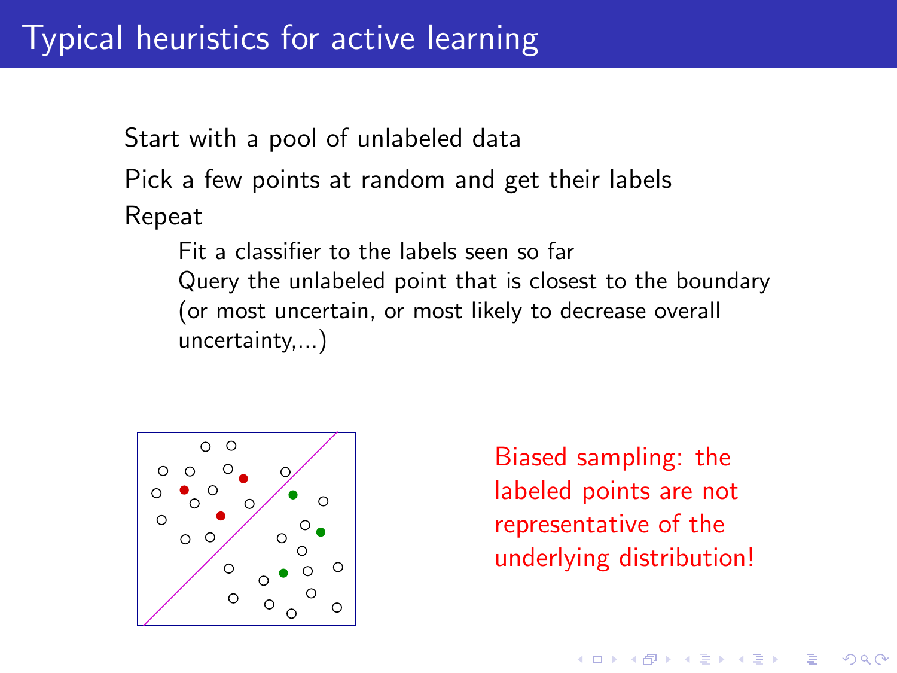# Typical heuristics for active learning

Start with a pool of unlabeled data

Pick a few points at random and get their labels

Repeat

- Fit a classifier to the labels seen so far
- Query the unlabeled point that is closest to the boundary (or most uncertain, or most likely to decrease overall uncertainty,...)

Biased sampling: the labeled points are not representative of the underlying distribution!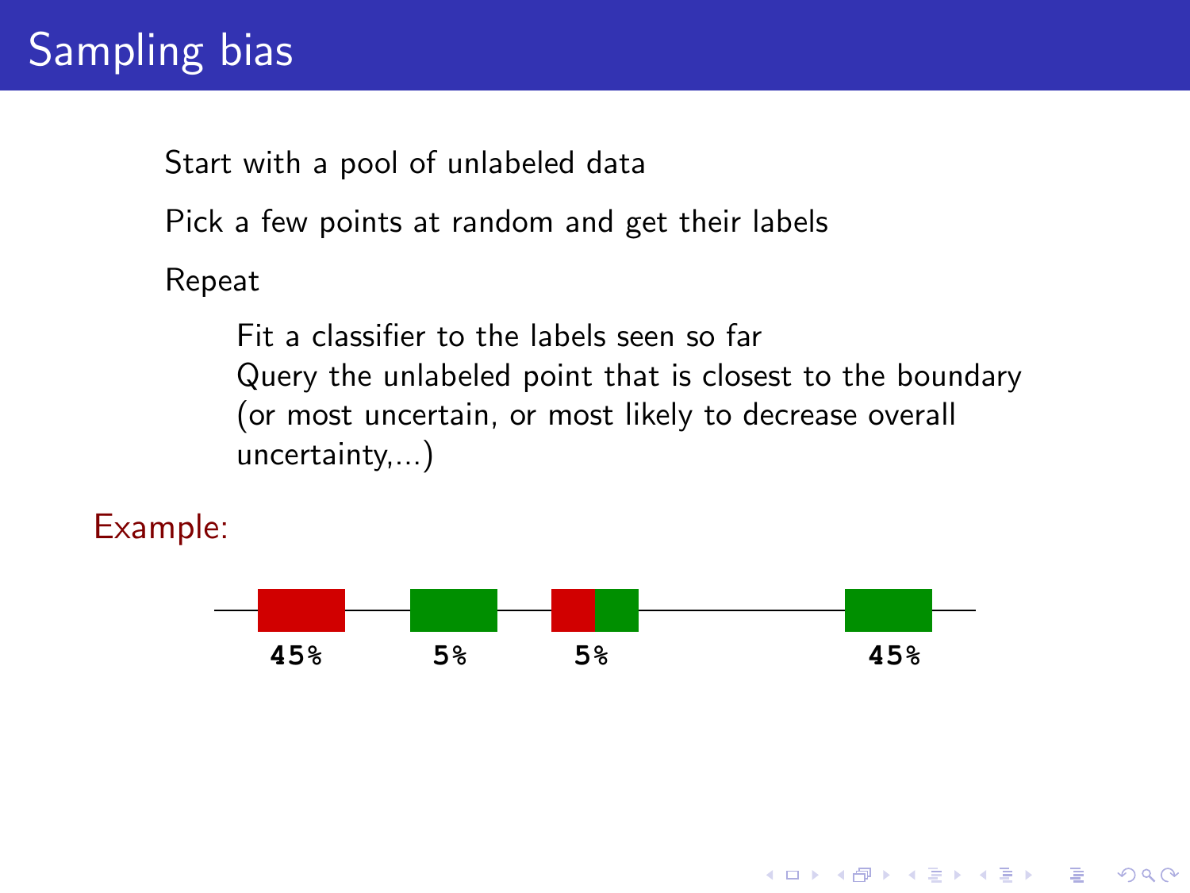# Sampling bias

Start with a pool of unlabeled data

Pick a few points at random and get their labels

Repeat

> Fit a classifier to the labels seen so far
> Query the unlabeled point that is closest to the boundary (or most uncertain, or most likely to decrease overall uncertainty,...)

Example:

45%  5%  5%  45%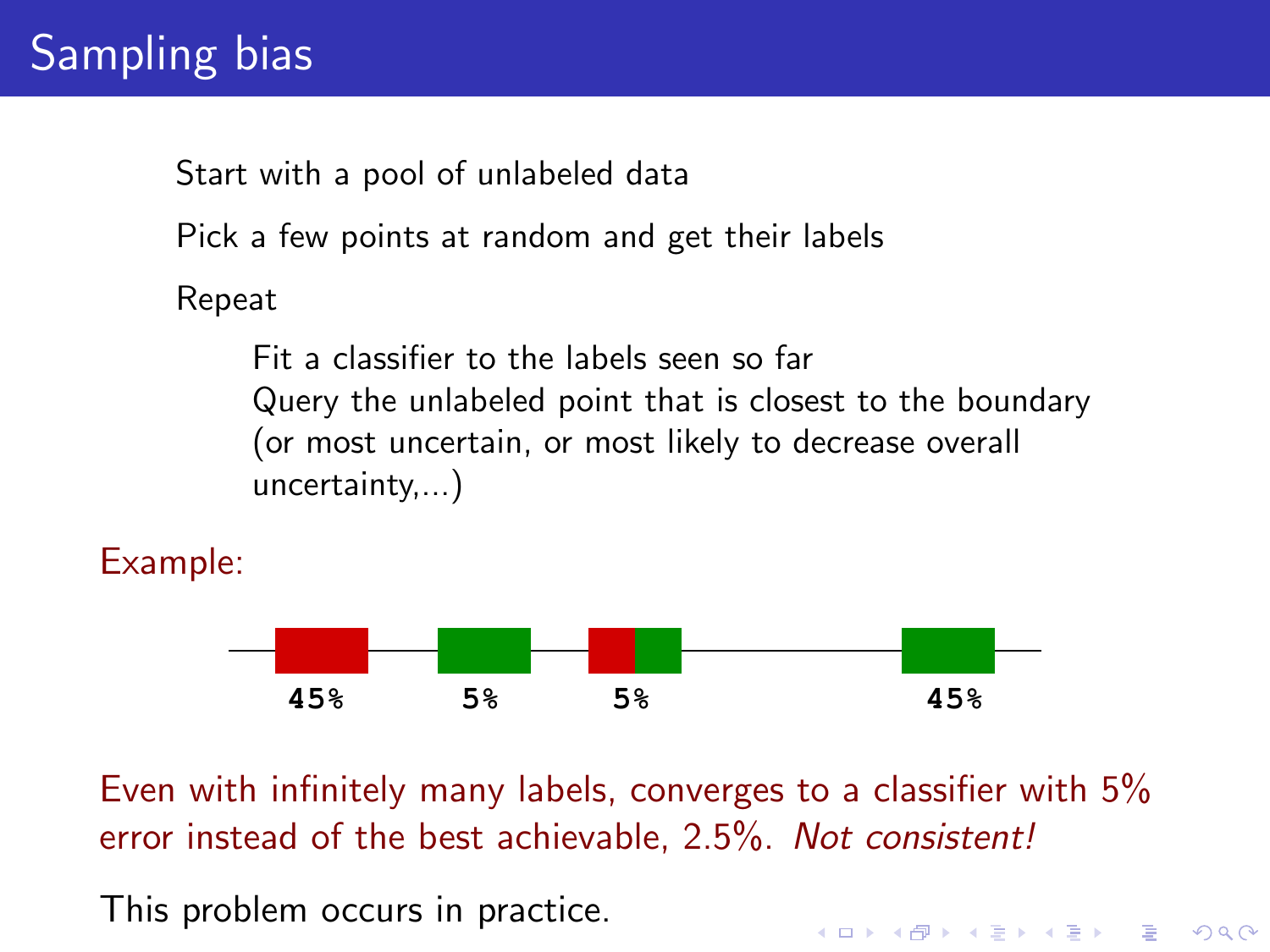# Sampling bias

Start with a pool of unlabeled data

Pick a few points at random and get their labels

Repeat

> Fit a classifier to the labels seen so far
> Query the unlabeled point that is closest to the boundary (or most uncertain, or most likely to decrease overall uncertainty,...)

Example:

45%    5%    5%    45%

Even with infinitely many labels, converges to a classifier with 5% error instead of the best achievable, 2.5%. *Not consistent!*

This problem occurs in practice.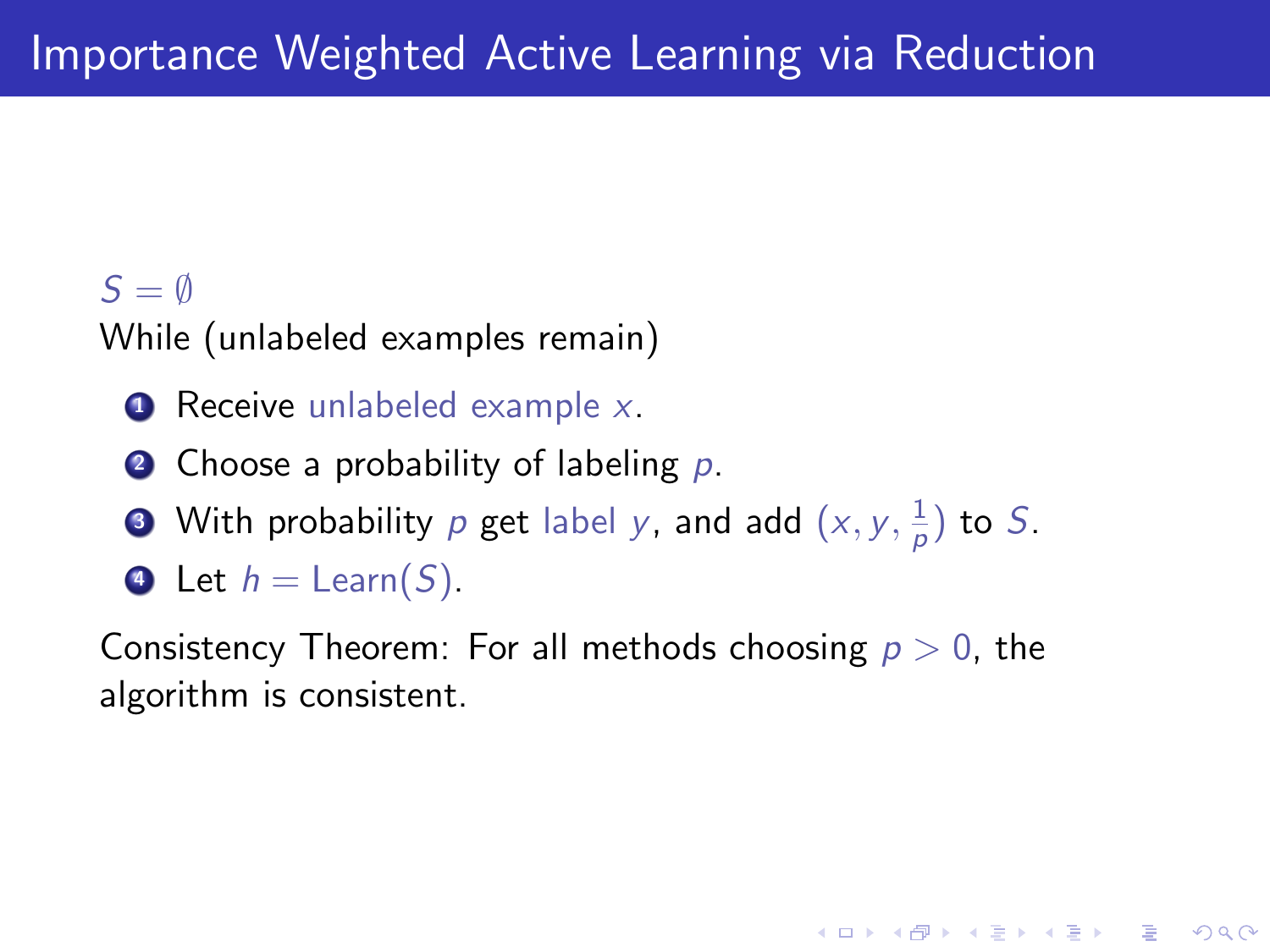# Importance Weighted Active Learning via Reduction

$S = \emptyset$

While (unlabeled examples remain)

1. Receive unlabeled example $x$.
2. Choose a probability of labeling $p$.
3. With probability $p$ get label $y$, and add $(x, y, \frac{1}{p})$ to $S$.
4. Let $h = \text{Learn}(S)$.

Consistency Theorem: For all methods choosing $p > 0$, the algorithm is consistent.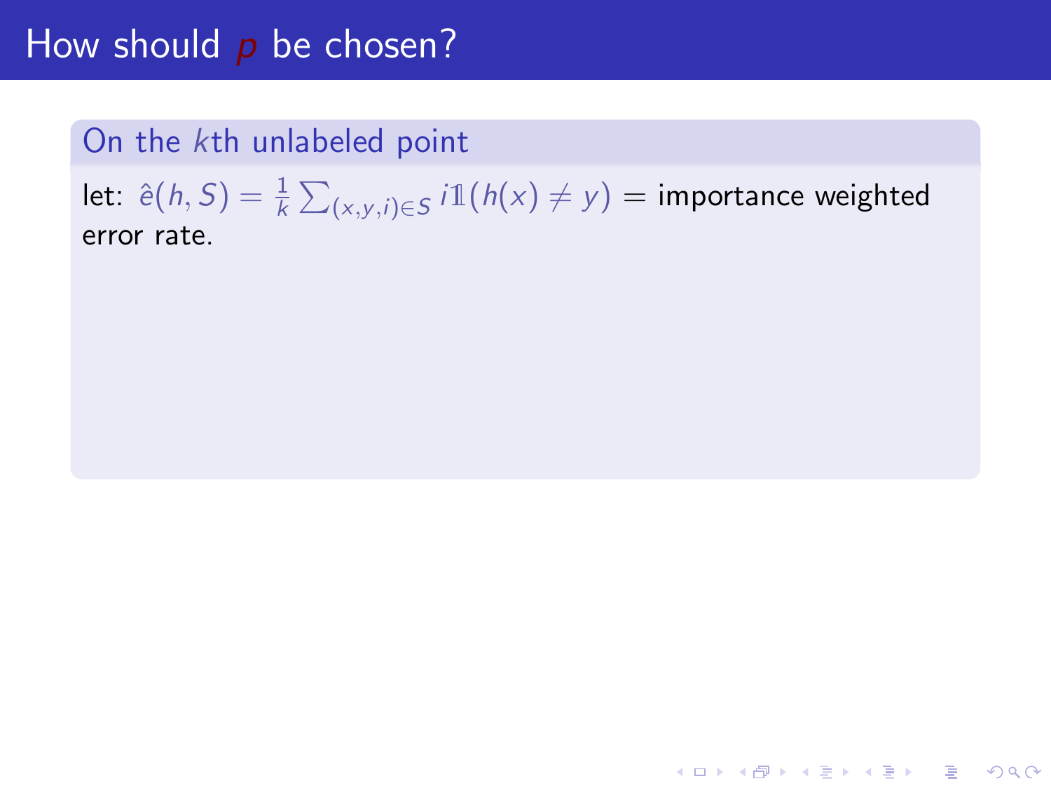# How should $p$ be chosen?

## On the $k$th unlabeled point

let: $\hat{e}(h, S) = \frac{1}{k} \sum_{(x,y,i) \in S} i \mathbb{1}(h(x) \neq y)$ = importance weighted error rate.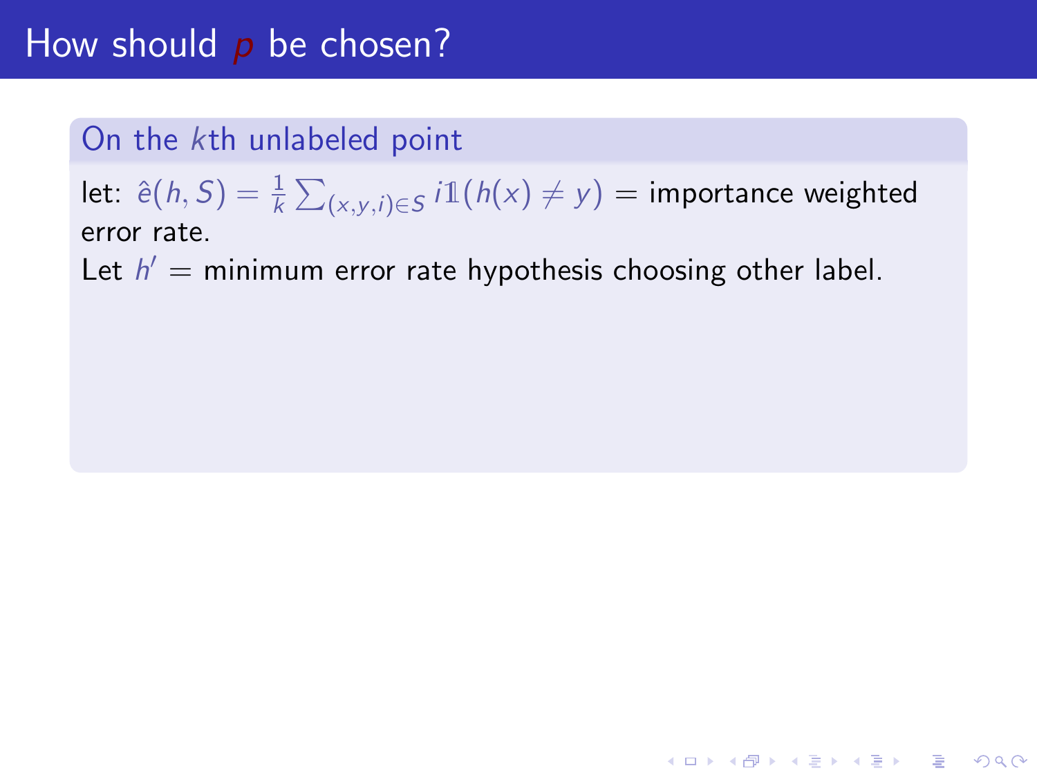# How should $p$ be chosen?

**On the $k$th unlabeled point**

let: $\hat{e}(h, S) = \frac{1}{k} \sum_{(x,y,i) \in S} i \mathbb{1}(h(x) \neq y)$ = importance weighted error rate.

Let $h'$ = minimum error rate hypothesis choosing other label.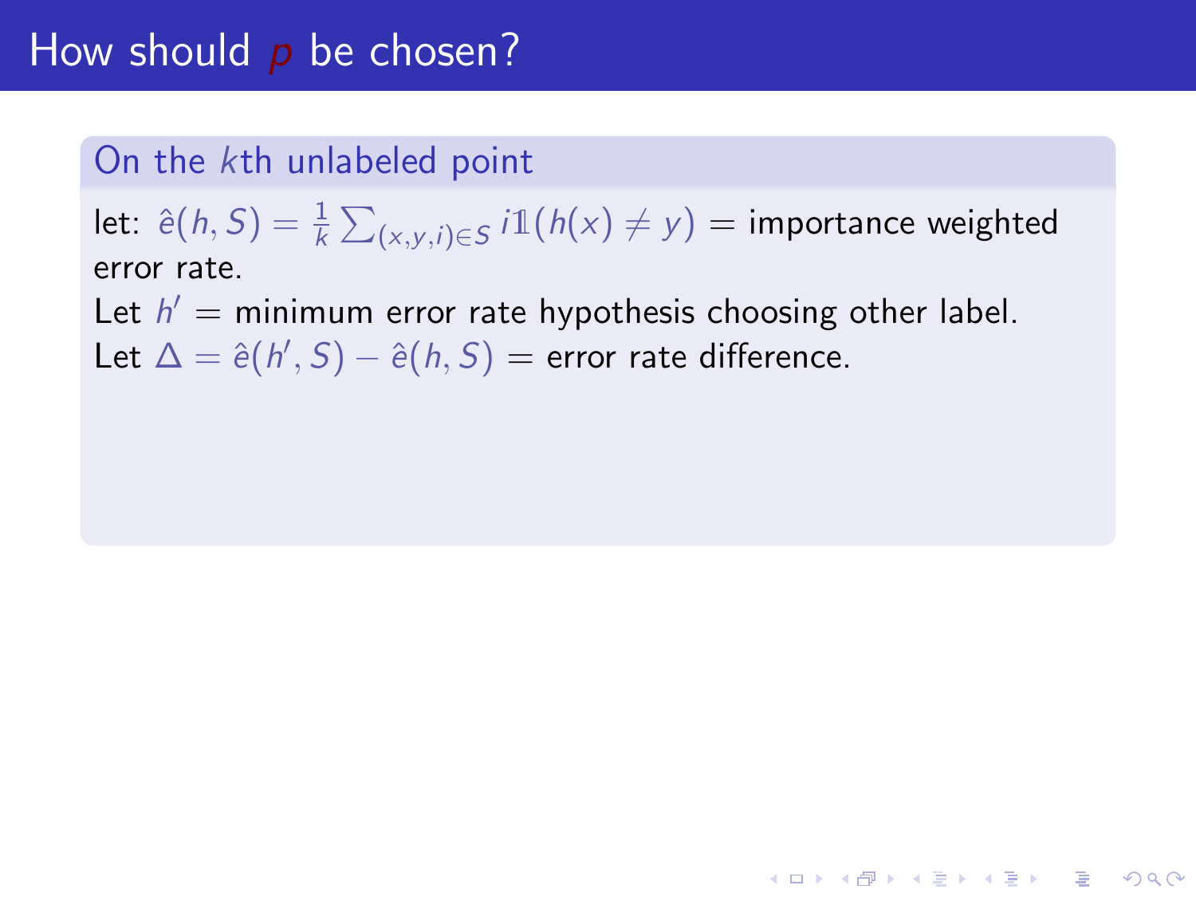# How should $p$ be chosen?

## On the $k$th unlabeled point

let: $\hat{e}(h, S) = \frac{1}{k} \sum_{(x,y,i) \in S} i \mathbb{1}(h(x) \neq y)$ = importance weighted error rate.

Let $h'$ = minimum error rate hypothesis choosing other label.

Let $\Delta = \hat{e}(h', S) - \hat{e}(h, S)$ = error rate difference.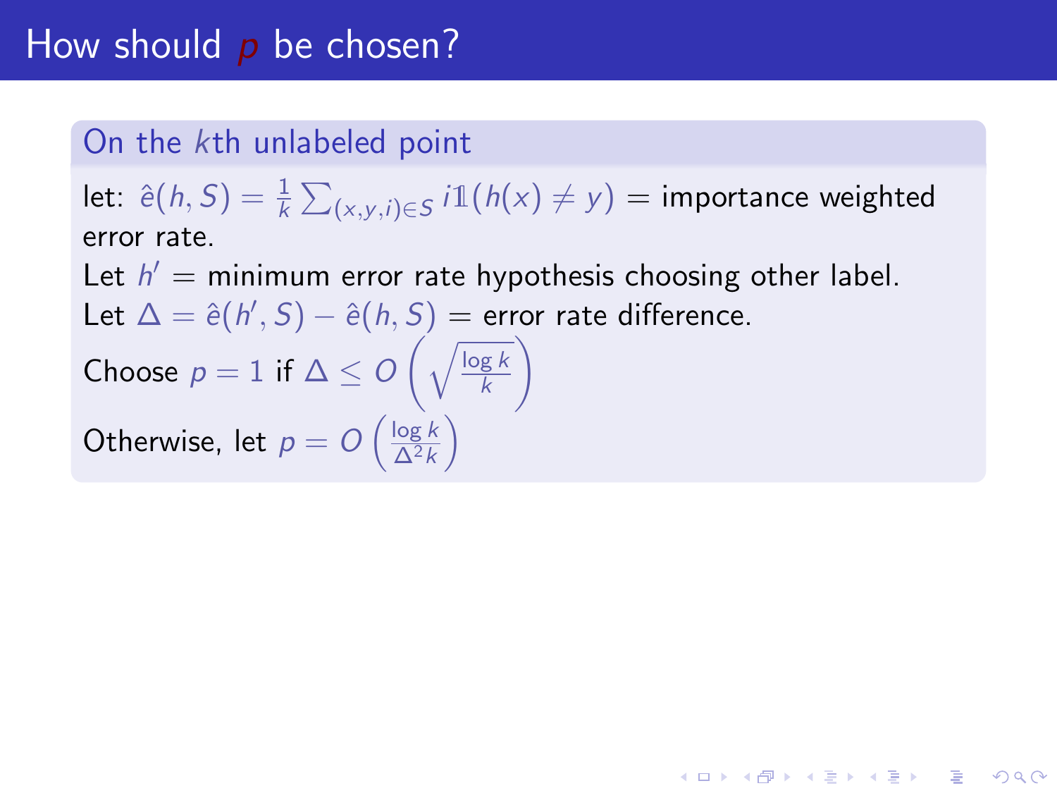# How should $p$ be chosen?

### On the $k$th unlabeled point

let: $\hat{e}(h, S) = \frac{1}{k} \sum_{(x,y,i) \in S} i \mathbb{1}(h(x) \neq y)$ = importance weighted error rate.

Let $h'$ = minimum error rate hypothesis choosing other label.

Let $\Delta = \hat{e}(h', S) - \hat{e}(h, S)$ = error rate difference.

Choose $p = 1$ if $\Delta \leq O\left(\sqrt{\frac{\log k}{k}}\right)$

Otherwise, let $p = O\left(\frac{\log k}{\Delta^2 k}\right)$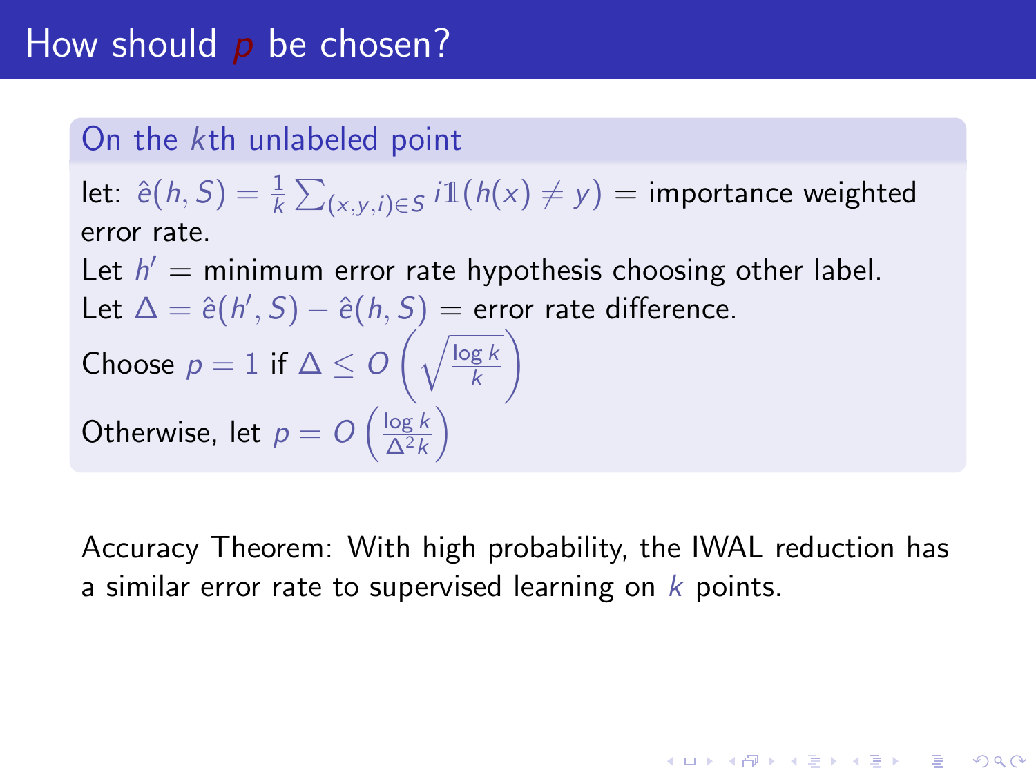# How should $p$ be chosen?

**On the $k$th unlabeled point**

let: $\hat{e}(h, S) = \frac{1}{k} \sum_{(x,y,i) \in S} i \mathbb{1}(h(x) \neq y)$ = importance weighted error rate.

Let $h'$ = minimum error rate hypothesis choosing other label.

Let $\Delta = \hat{e}(h', S) - \hat{e}(h, S)$ = error rate difference.

Choose $p = 1$ if $\Delta \leq O\left(\sqrt{\frac{\log k}{k}}\right)$

Otherwise, let $p = O\left(\frac{\log k}{\Delta^2 k}\right)$

Accuracy Theorem: With high probability, the IWAL reduction has a similar error rate to supervised learning on $k$ points.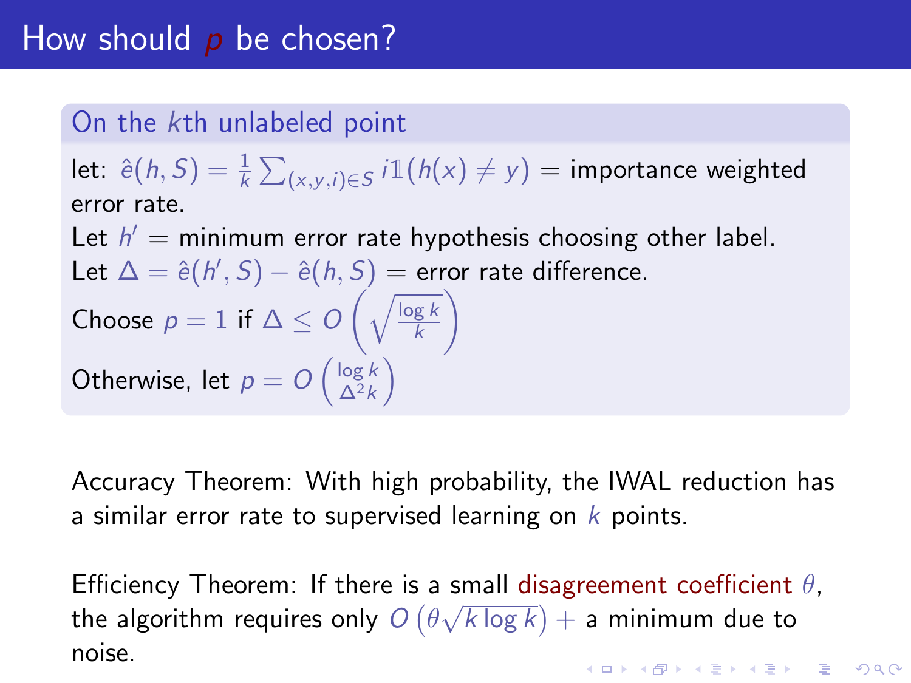# How should $p$ be chosen?

### On the $k$th unlabeled point

let: $\hat{e}(h,S) = \frac{1}{k}\sum_{(x,y,i)\in S} i\mathbb{1}(h(x) \neq y)$ = importance weighted error rate.

Let $h'$ = minimum error rate hypothesis choosing other label.

Let $\Delta = \hat{e}(h',S) - \hat{e}(h,S)$ = error rate difference.

Choose $p = 1$ if $\Delta \leq O\left(\sqrt{\frac{\log k}{k}}\right)$

Otherwise, let $p = O\left(\frac{\log k}{\Delta^2 k}\right)$

Accuracy Theorem: With high probability, the IWAL reduction has a similar error rate to supervised learning on $k$ points.

Efficiency Theorem: If there is a small disagreement coefficient $\theta$, the algorithm requires only $O\left(\theta\sqrt{k\log k}\right)$ + a minimum due to noise.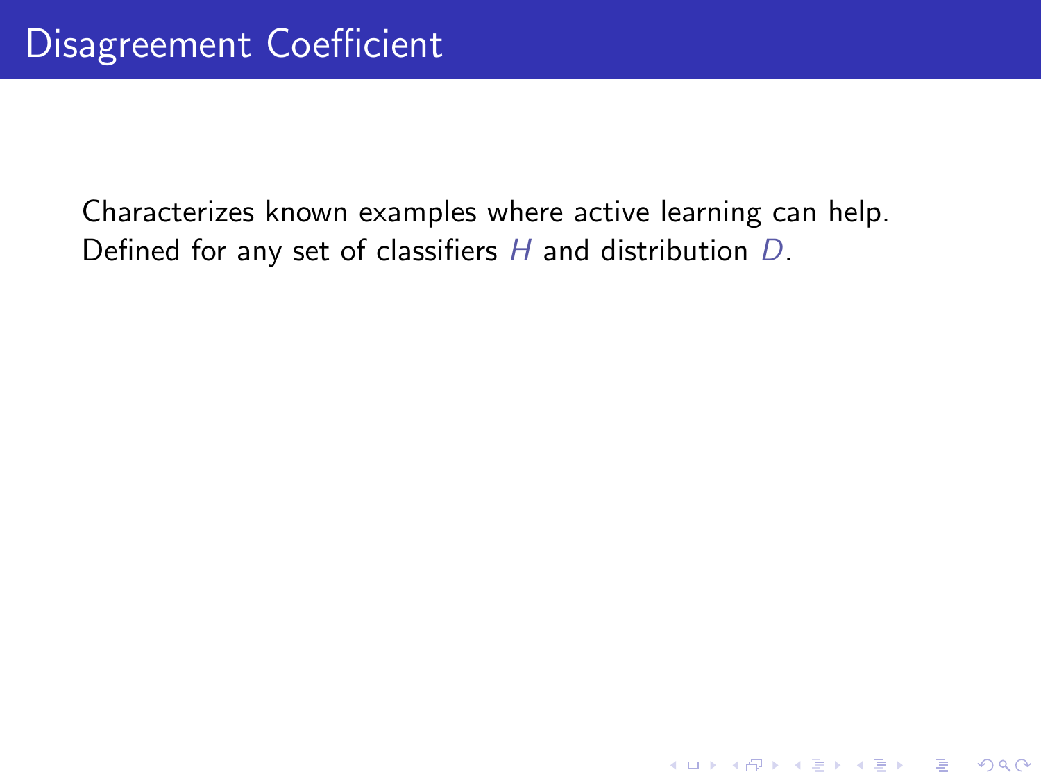# Disagreement Coefficient

Characterizes known examples where active learning can help.
Defined for any set of classifiers $H$ and distribution $D$.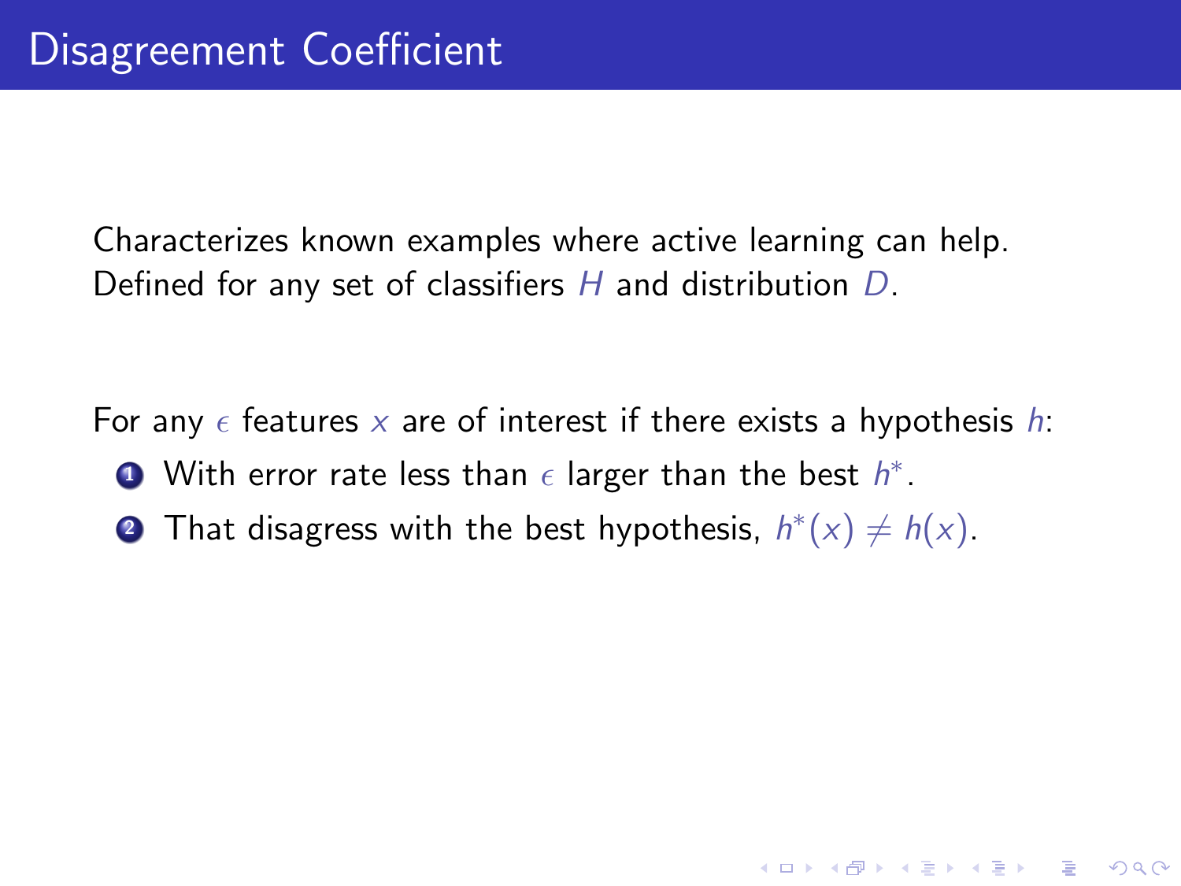# Disagreement Coefficient

Characterizes known examples where active learning can help. Defined for any set of classifiers $H$ and distribution $D$.

For any $\epsilon$ features $x$ are of interest if there exists a hypothesis $h$:

1. With error rate less than $\epsilon$ larger than the best $h^*$.
2. That disagress with the best hypothesis, $h^*(x) \neq h(x)$.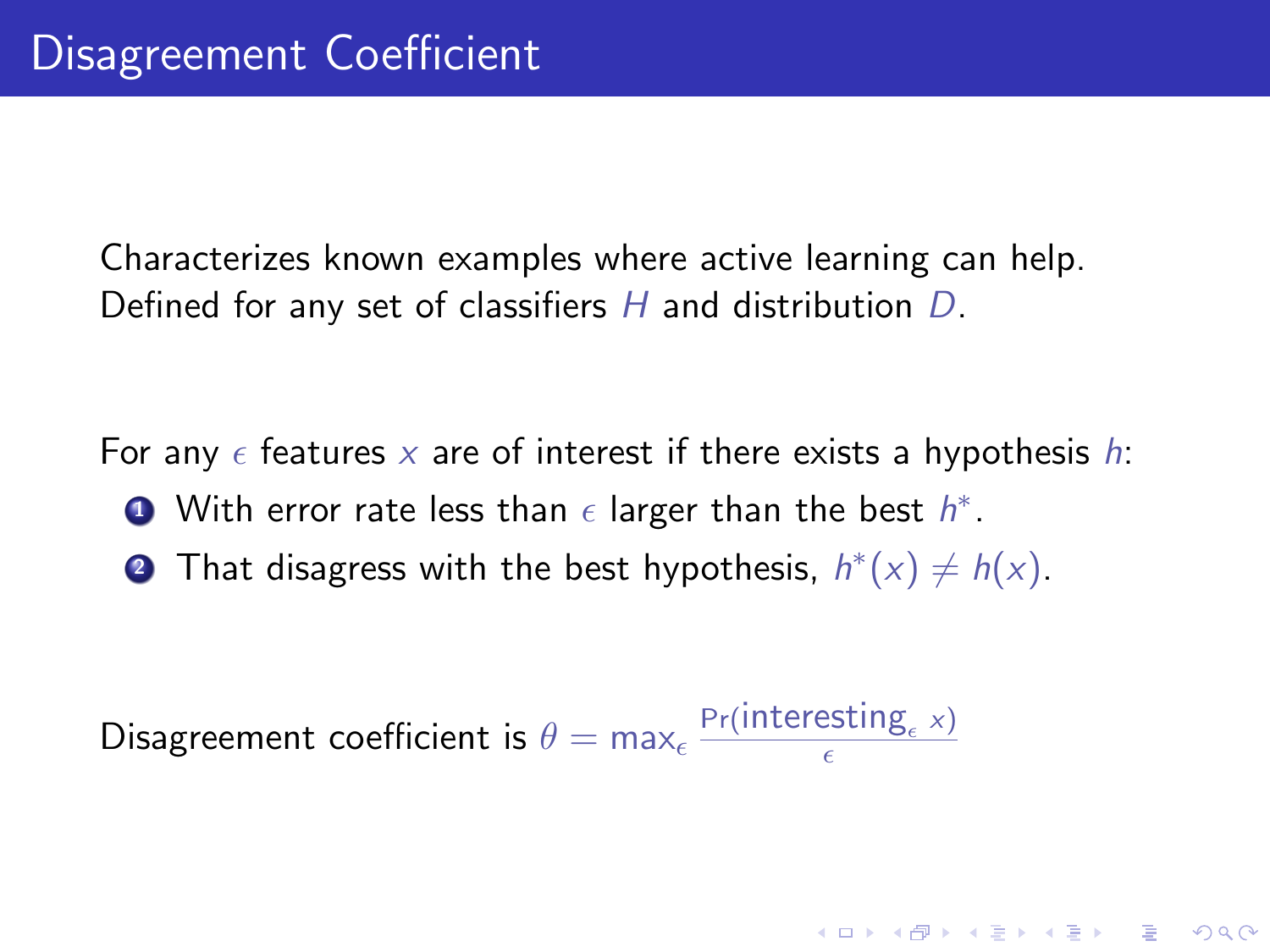# Disagreement Coefficient

Characterizes known examples where active learning can help.
Defined for any set of classifiers $H$ and distribution $D$.

For any $\epsilon$ features $x$ are of interest if there exists a hypothesis $h$:

1. With error rate less than $\epsilon$ larger than the best $h^*$.
2. That disagress with the best hypothesis, $h^*(x) \neq h(x)$.

Disagreement coefficient is $\theta = \max_\epsilon \frac{\Pr(\text{interesting}_\epsilon \ x)}{\epsilon}$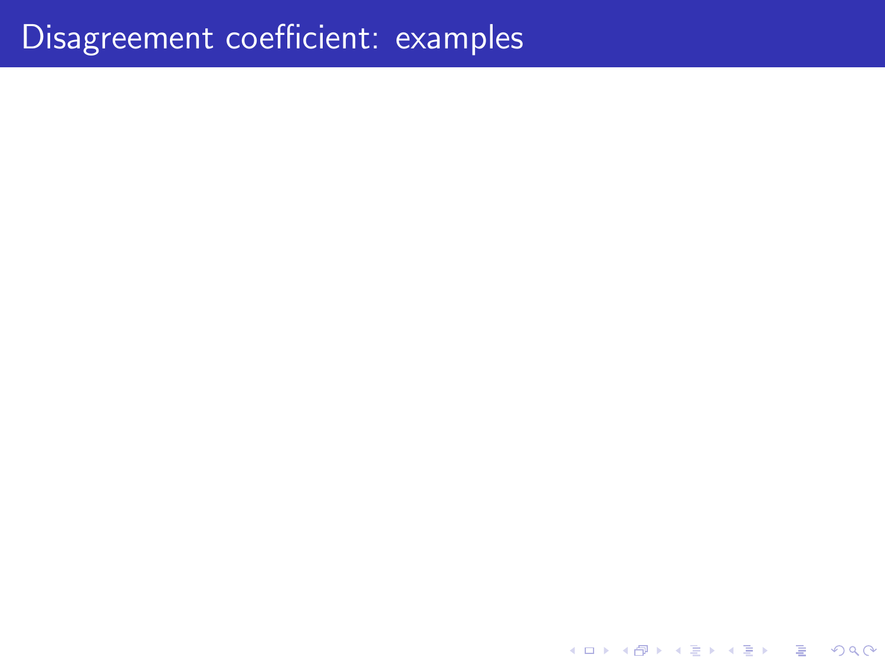# Disagreement coefficient: examples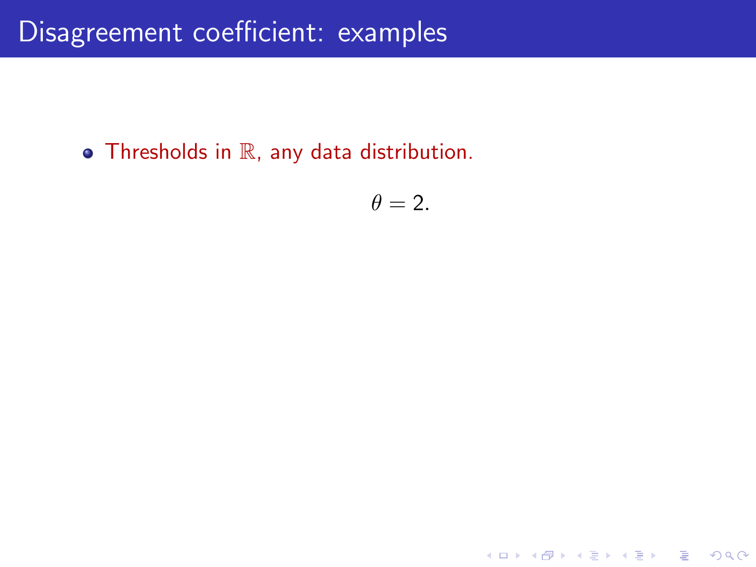# Disagreement coefficient: examples

- Thresholds in $\mathbb{R}$, any data distribution.

$$\theta = 2.$$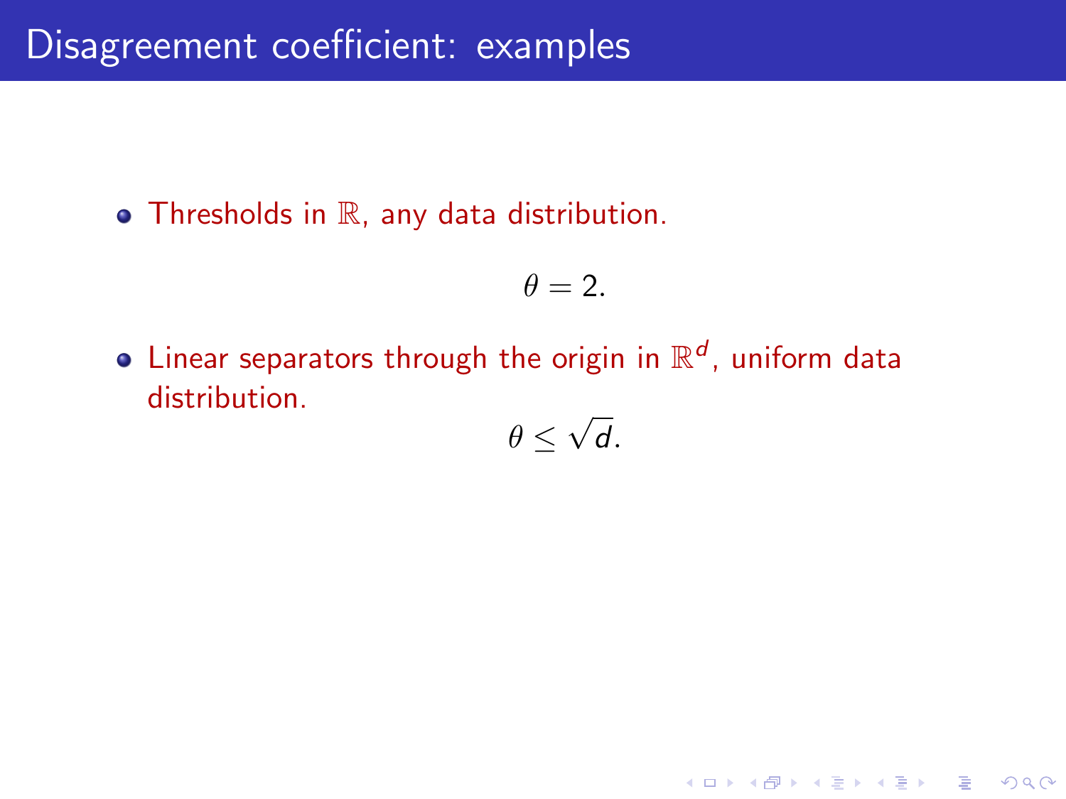# Disagreement coefficient: examples

- Thresholds in $\mathbb{R}$, any data distribution.

$$\theta = 2.$$

- Linear separators through the origin in $\mathbb{R}^d$, uniform data distribution.

$$\theta \leq \sqrt{d}.$$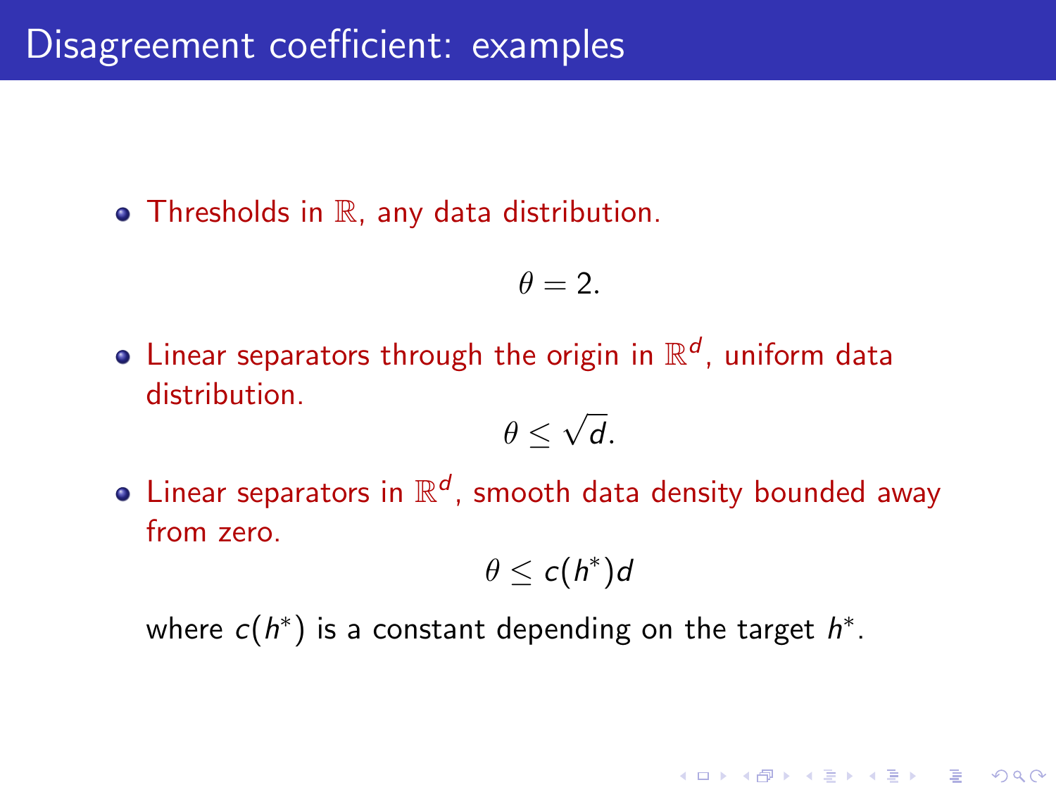# Disagreement coefficient: examples

- Thresholds in $\mathbb{R}$, any data distribution.

$$\theta = 2.$$

- Linear separators through the origin in $\mathbb{R}^d$, uniform data distribution.

$$\theta \leq \sqrt{d}.$$

- Linear separators in $\mathbb{R}^d$, smooth data density bounded away from zero.

$$\theta \leq c(h^*)d$$

  where $c(h^*)$ is a constant depending on the target $h^*$.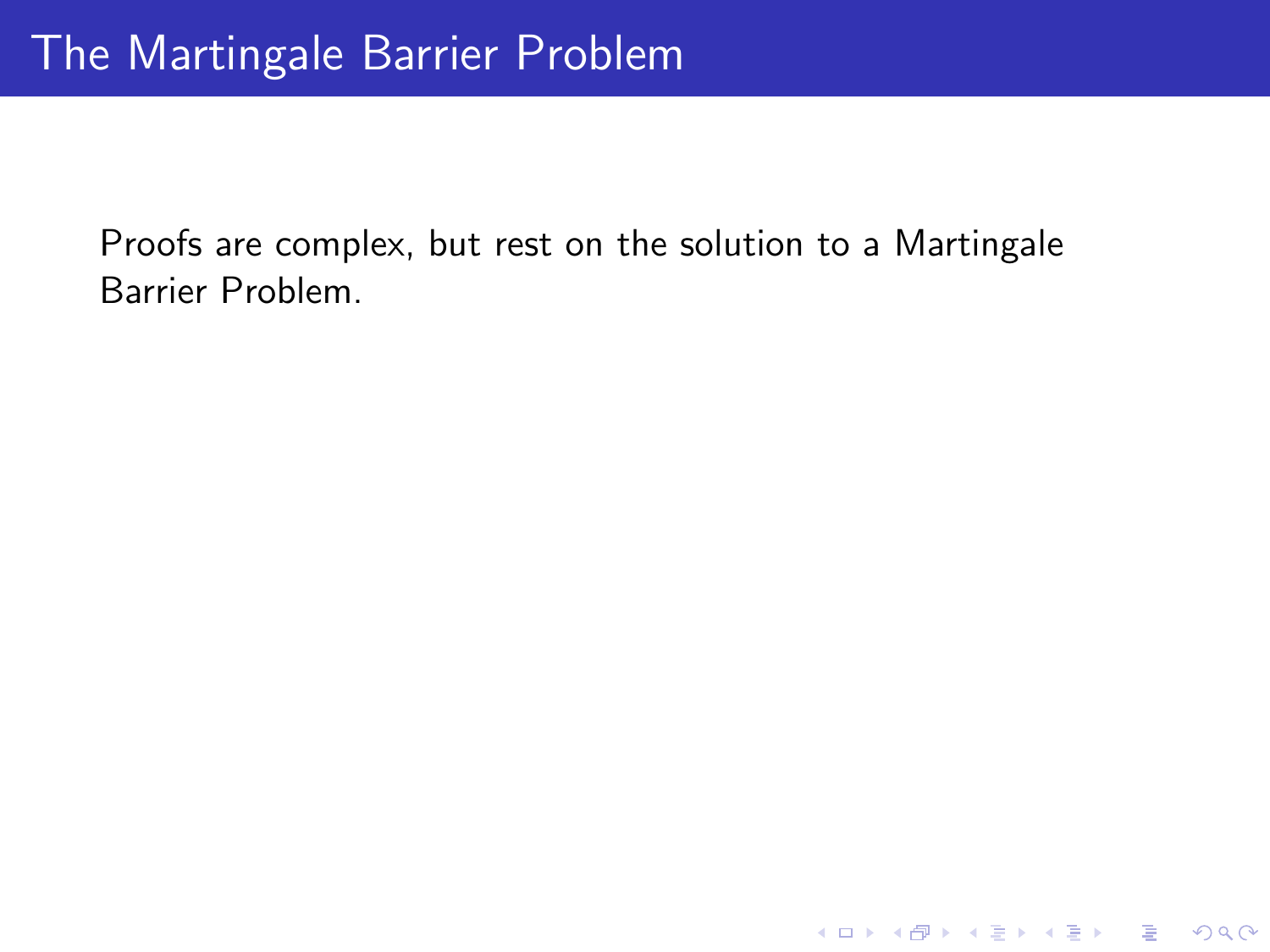# The Martingale Barrier Problem

Proofs are complex, but rest on the solution to a Martingale Barrier Problem.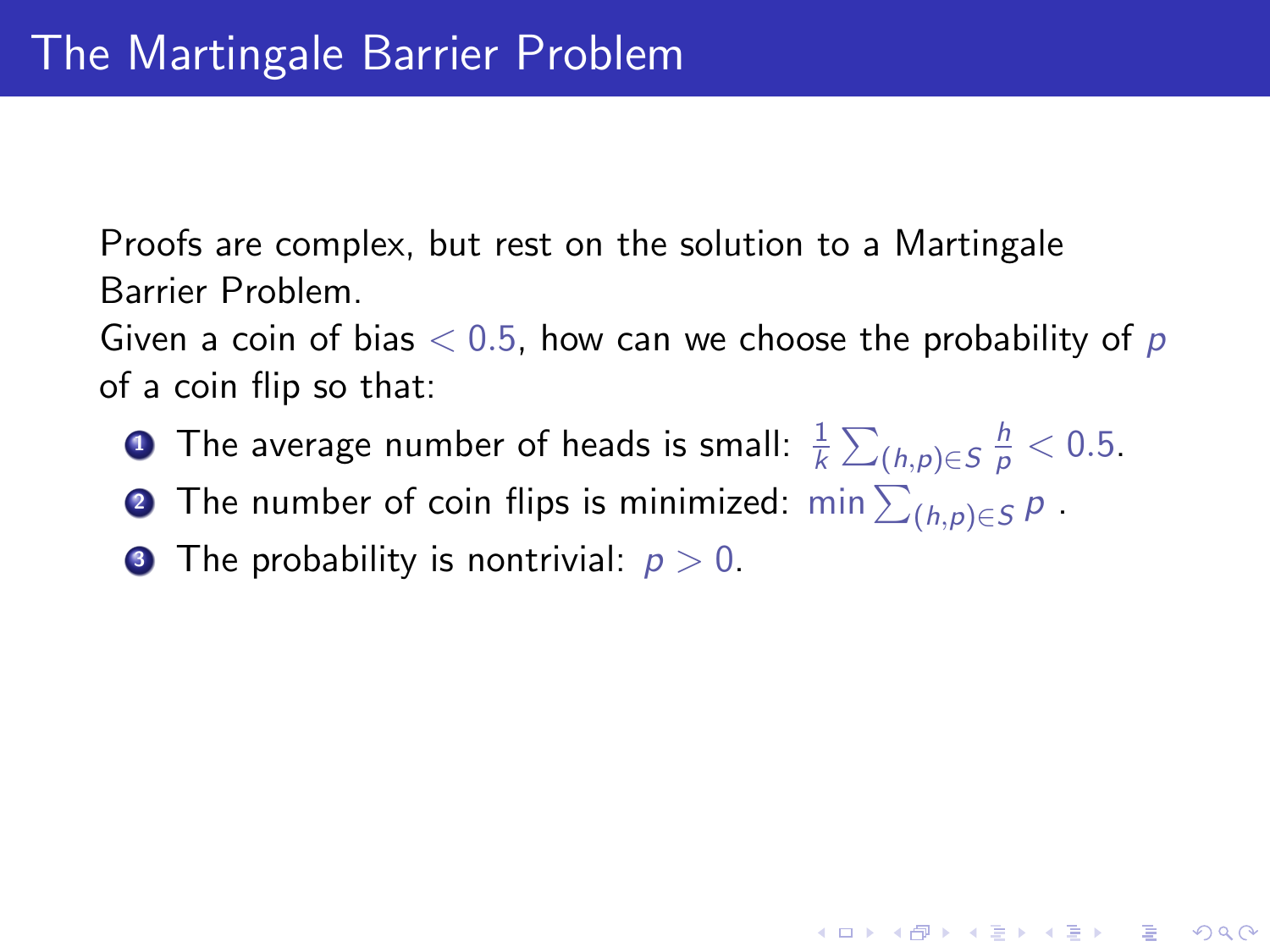# The Martingale Barrier Problem

Proofs are complex, but rest on the solution to a Martingale Barrier Problem.

Given a coin of bias $< 0.5$, how can we choose the probability of $p$ of a coin flip so that:

1. The average number of heads is small: $\frac{1}{k}\sum_{(h,p)\in S}\frac{h}{p} < 0.5$.
2. The number of coin flips is minimized: $\min \sum_{(h,p)\in S} p$ .
3. The probability is nontrivial: $p > 0$.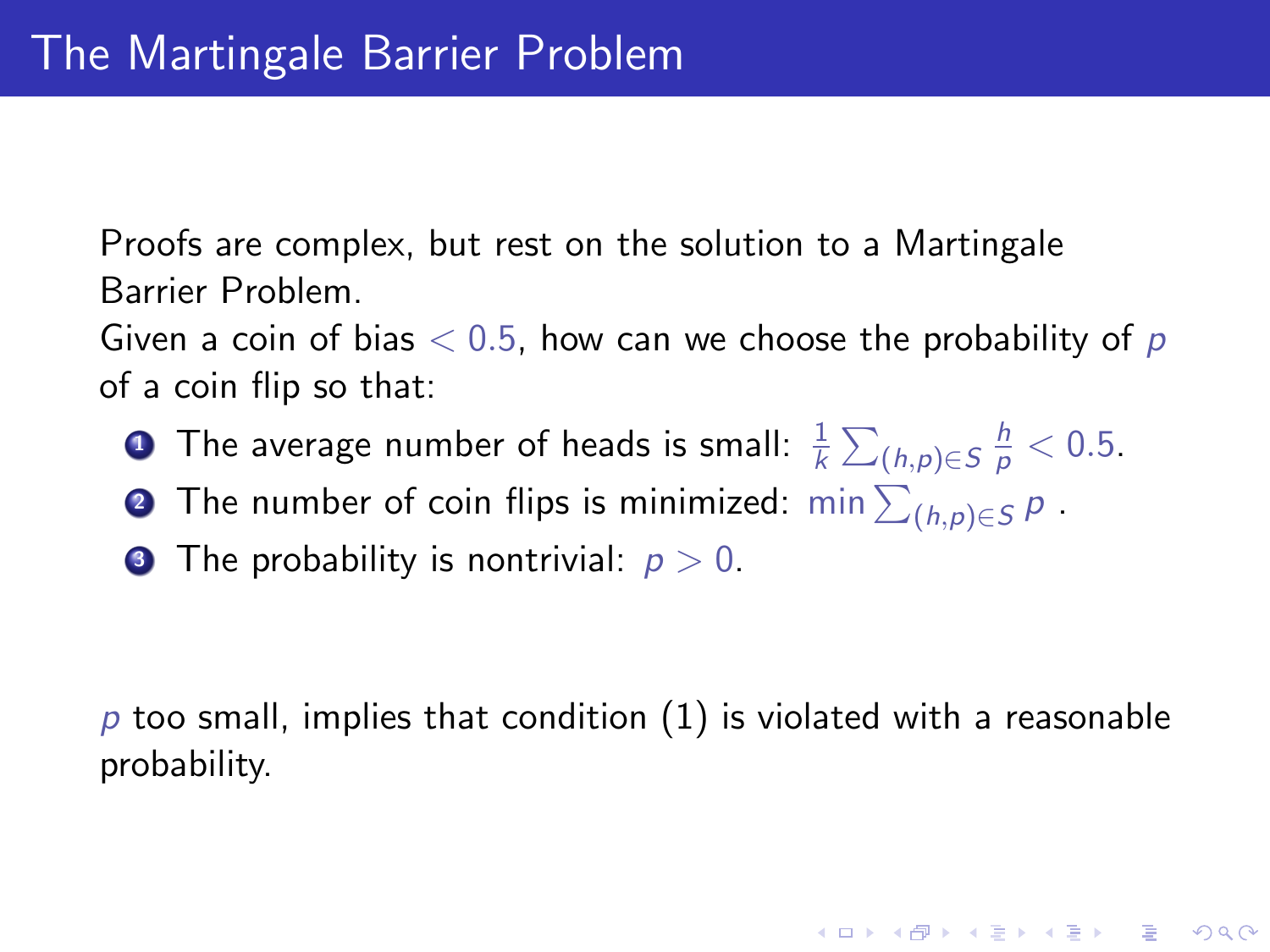# The Martingale Barrier Problem

Proofs are complex, but rest on the solution to a Martingale Barrier Problem.
Given a coin of bias $< 0.5$, how can we choose the probability of $p$ of a coin flip so that:

1. The average number of heads is small: $\frac{1}{k}\sum_{(h,p)\in S} \frac{h}{p} < 0.5$.
2. The number of coin flips is minimized: $\min \sum_{(h,p)\in S} p$ .
3. The probability is nontrivial: $p > 0$.

$p$ too small, implies that condition (1) is violated with a reasonable probability.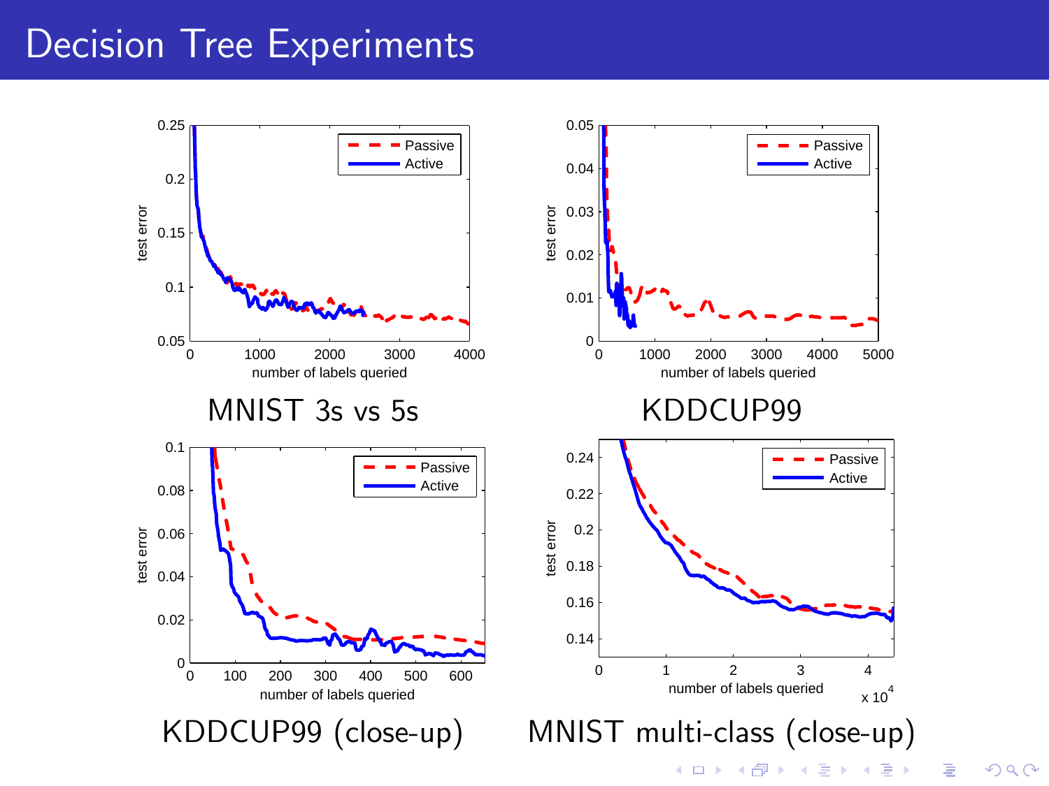# Decision Tree Experiments

MNIST 3s vs 5s

KDDCUP99

KDDCUP99 (close-up)

MNIST multi-class (close-up)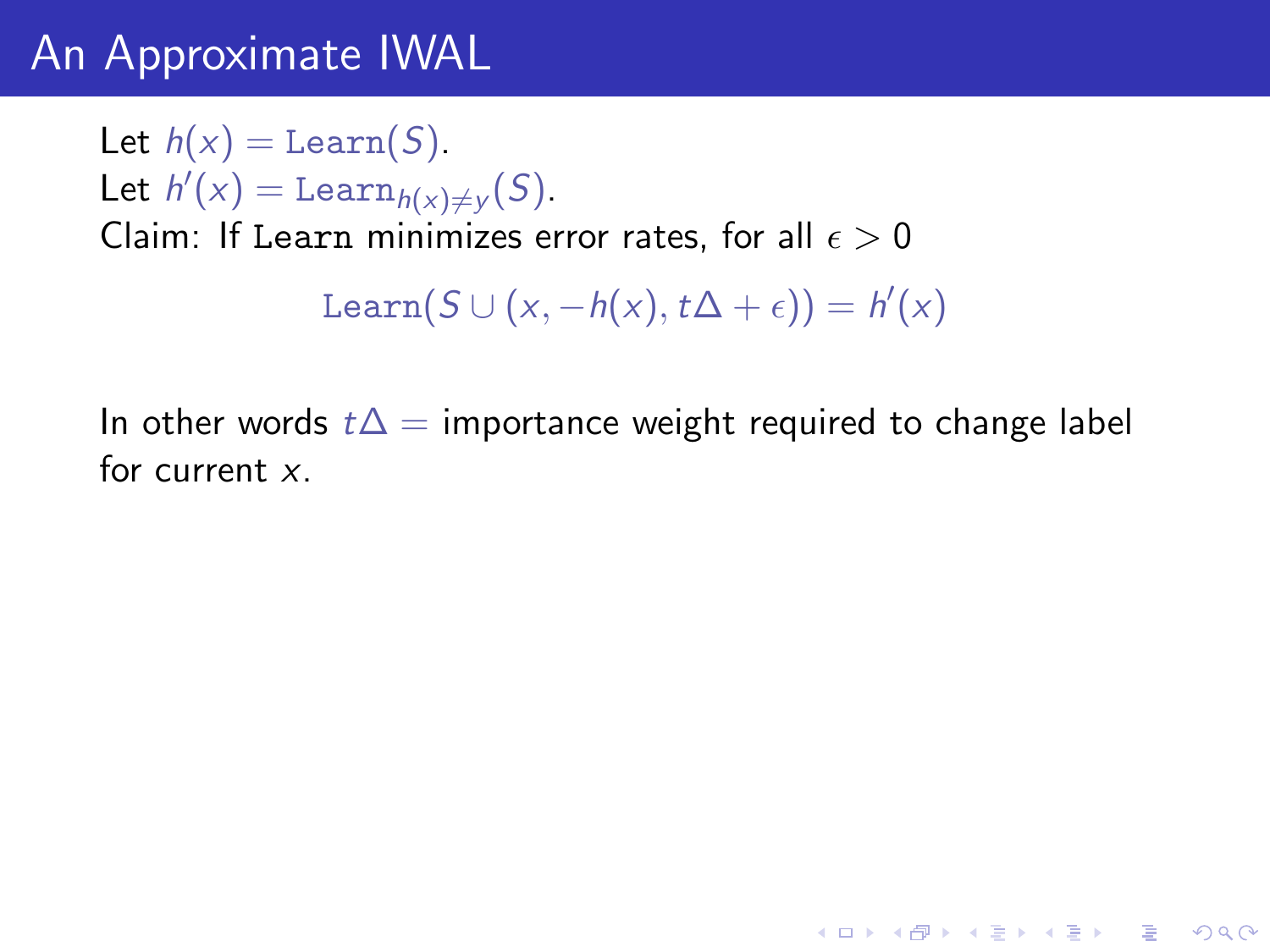# An Approximate IWAL

Let $h(x) = \texttt{Learn}(S)$.
Let $h'(x) = \texttt{Learn}_{h(x) \neq y}(S)$.
Claim: If Learn minimizes error rates, for all $\epsilon > 0$

$$\texttt{Learn}(S \cup (x, -h(x), t\Delta + \epsilon)) = h'(x)$$

In other words $t\Delta =$ importance weight required to change label for current $x$.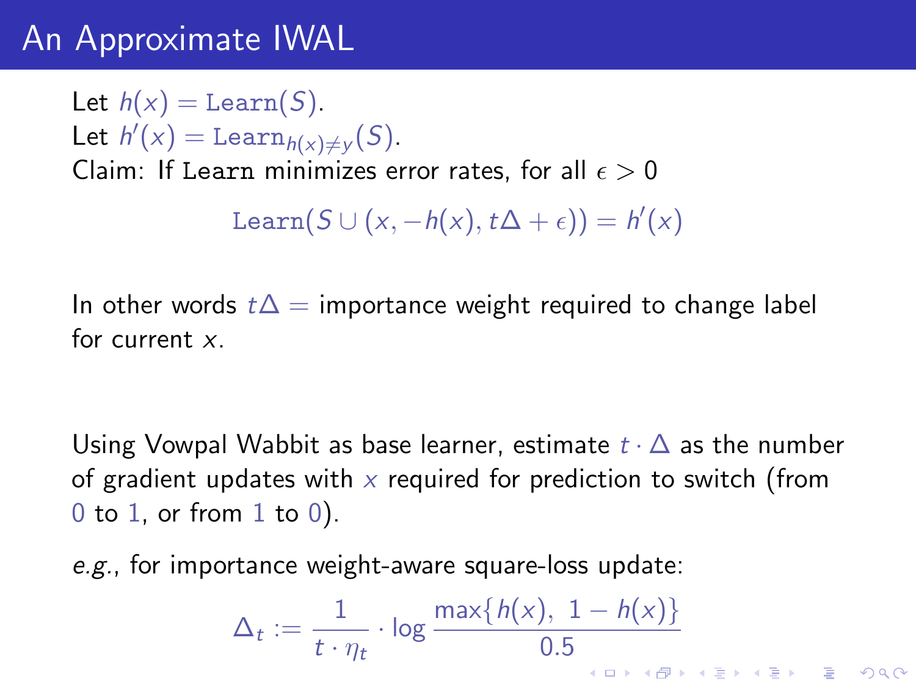# An Approximate IWAL

Let $h(x) = \texttt{Learn}(S)$.
Let $h'(x) = \texttt{Learn}_{h(x)\neq y}(S)$.
Claim: If `Learn` minimizes error rates, for all $\epsilon > 0$

$$\texttt{Learn}(S \cup (x, -h(x), t\Delta + \epsilon)) = h'(x)$$

In other words $t\Delta =$ importance weight required to change label for current $x$.

Using Vowpal Wabbit as base learner, estimate $t \cdot \Delta$ as the number of gradient updates with $x$ required for prediction to switch (from $0$ to $1$, or from $1$ to $0$).

*e.g.*, for importance weight-aware square-loss update:

$$\Delta_t := \frac{1}{t \cdot \eta_t} \cdot \log \frac{\max\{h(x),\ 1 - h(x)\}}{0.5}$$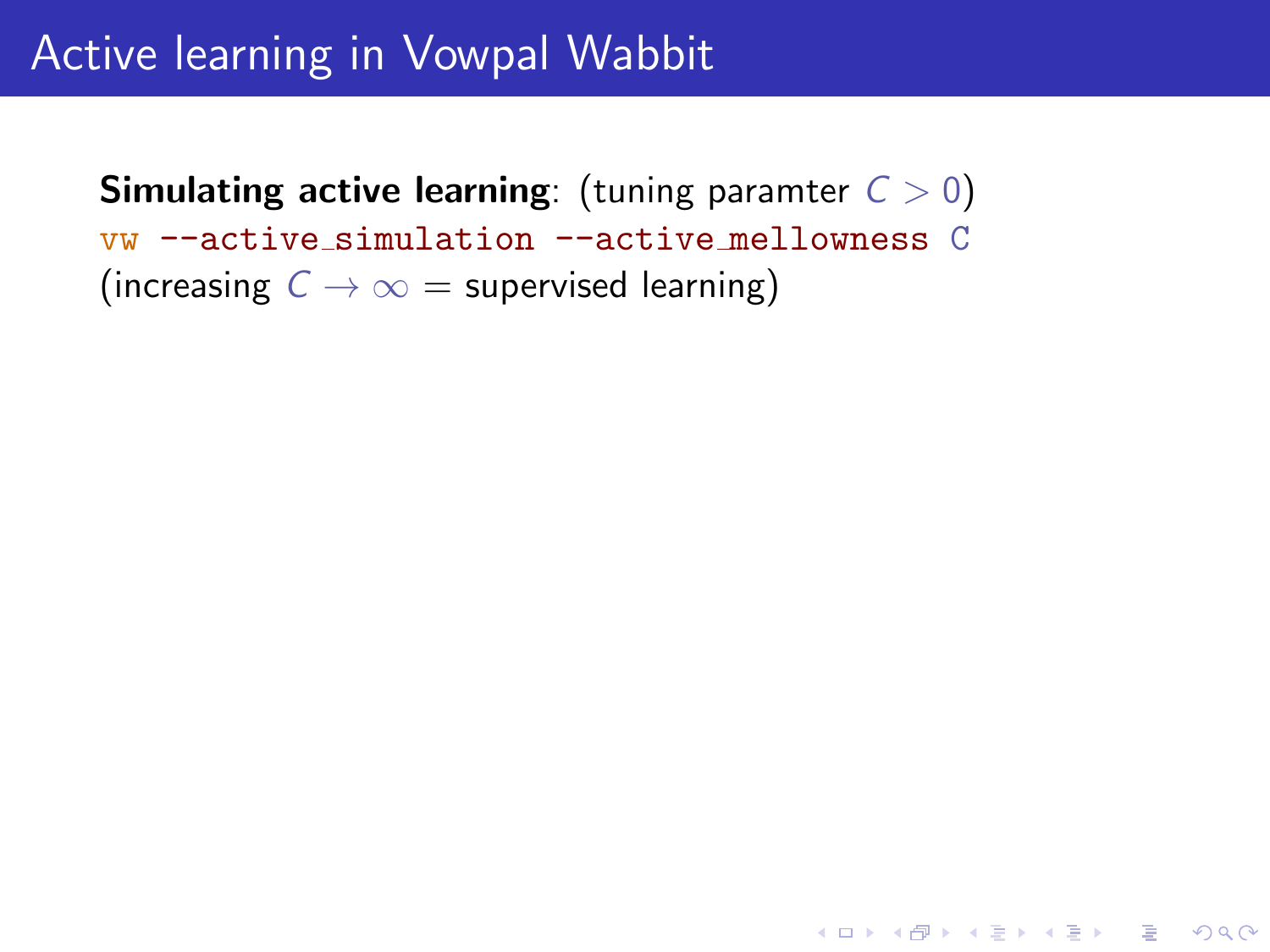# Active learning in Vowpal Wabbit

**Simulating active learning**: (tuning paramter $C > 0$)

```
vw --active_simulation --active_mellowness C
```

(increasing $C \to \infty$ = supervised learning)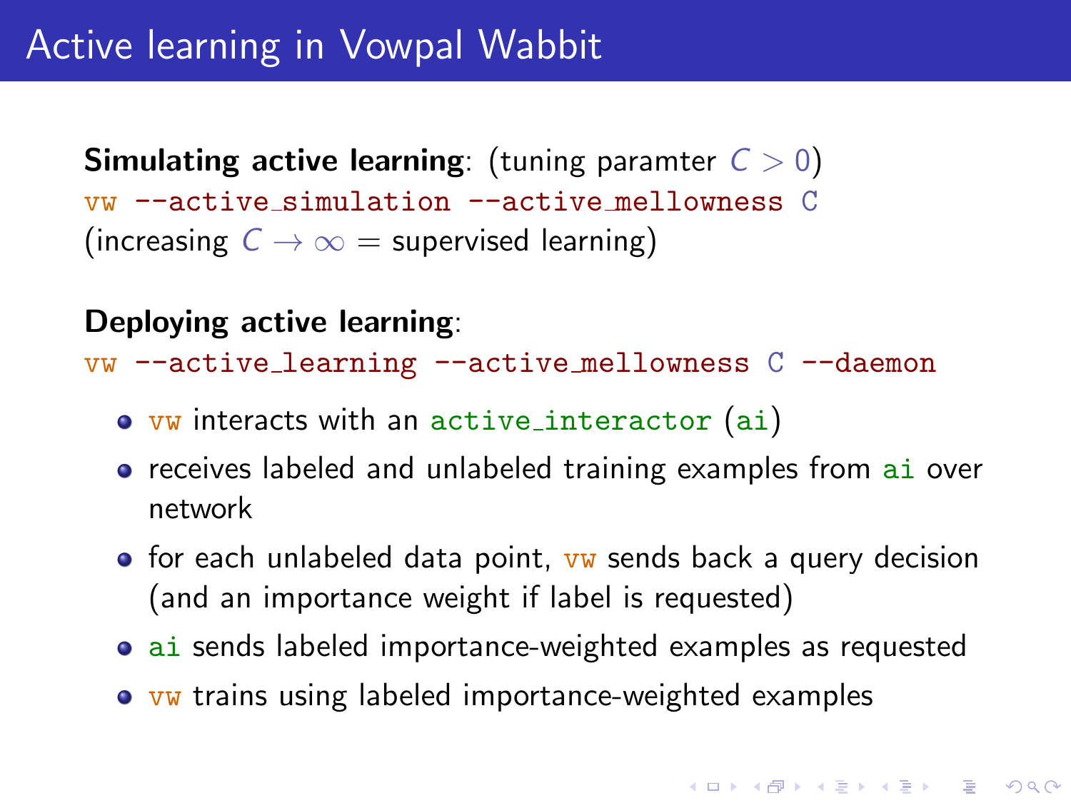# Active learning in Vowpal Wabbit

**Simulating active learning**: (tuning paramter $C > 0$)

```
vw --active_simulation --active_mellowness C
```

(increasing $C \to \infty$ = supervised learning)

**Deploying active learning**:

```
vw --active_learning --active_mellowness C --daemon
```

- `vw` interacts with an `active_interactor` (`ai`)
- receives labeled and unlabeled training examples from `ai` over network
- for each unlabeled data point, `vw` sends back a query decision (and an importance weight if label is requested)
- `ai` sends labeled importance-weighted examples as requested
- `vw` trains using labeled importance-weighted examples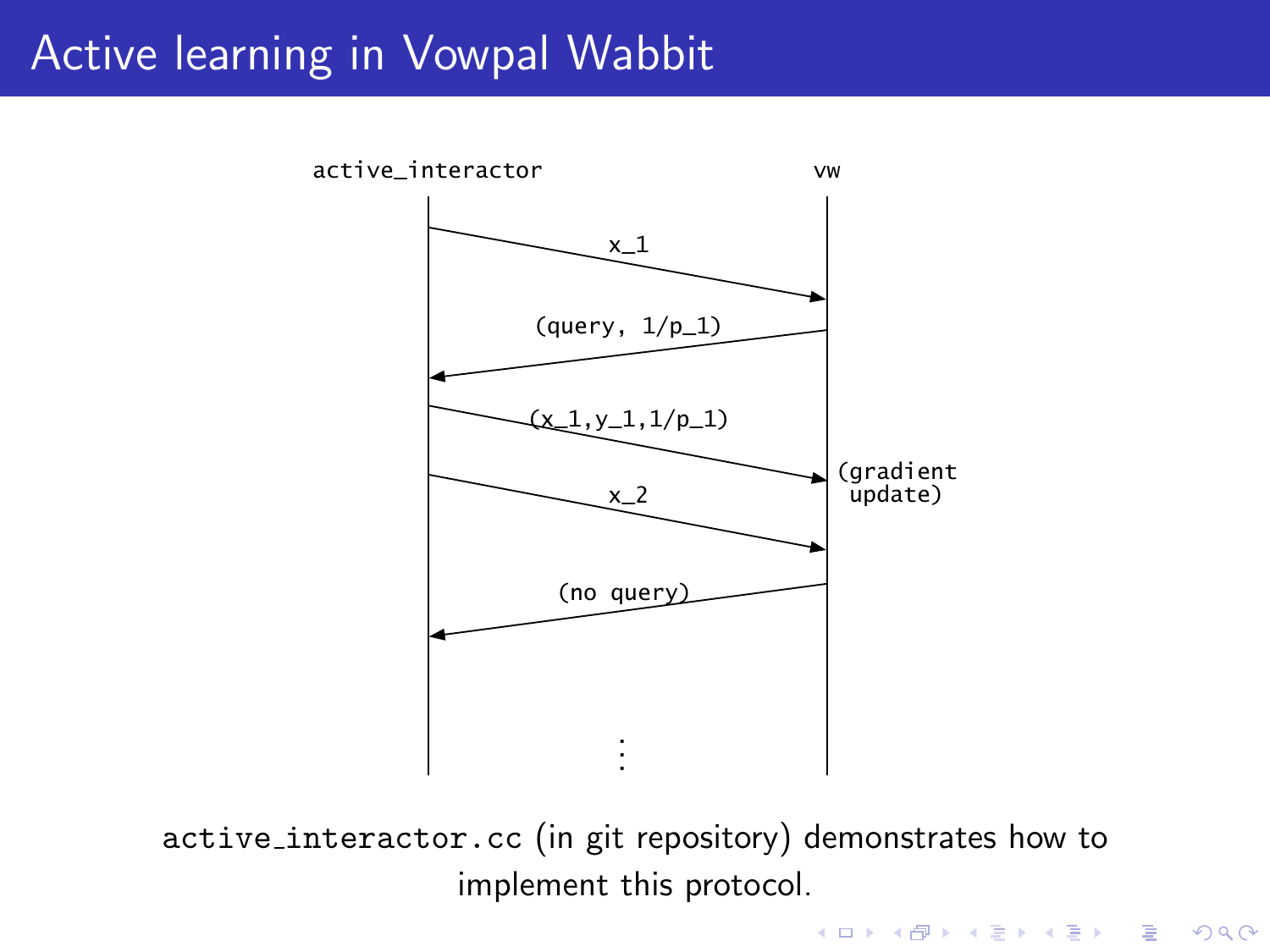# Active learning in Vowpal Wabbit

active_interactor → vw: x_1

vw → active_interactor: (query, 1/p_1)

active_interactor → vw: (x_1,y_1,1/p_1) (gradient update)

active_interactor → vw: x_2

vw → active_interactor: (no query)

⋮

`active_interactor.cc` (in git repository) demonstrates how to implement this protocol.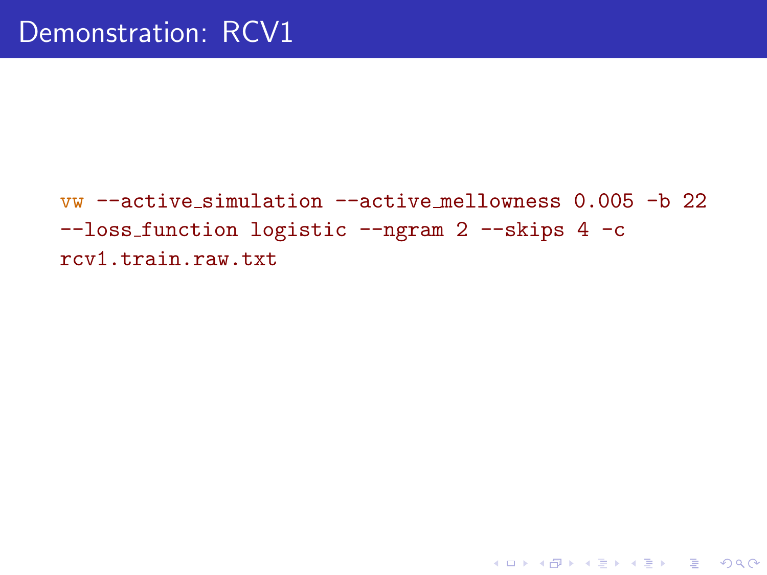# Demonstration: RCV1

```
vw --active_simulation --active_mellowness 0.005 -b 22
--loss_function logistic --ngram 2 --skips 4 -c
rcv1.train.raw.txt
```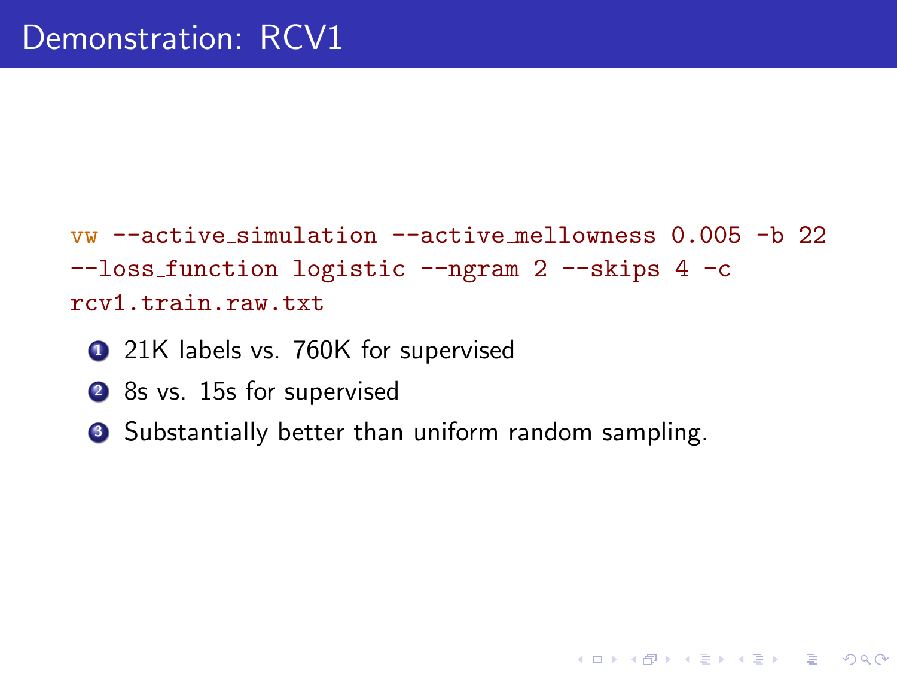# Demonstration: RCV1

```
vw --active_simulation --active_mellowness 0.005 -b 22
--loss_function logistic --ngram 2 --skips 4 -c
rcv1.train.raw.txt
```

1. 21K labels vs. 760K for supervised
2. 8s vs. 15s for supervised
3. Substantially better than uniform random sampling.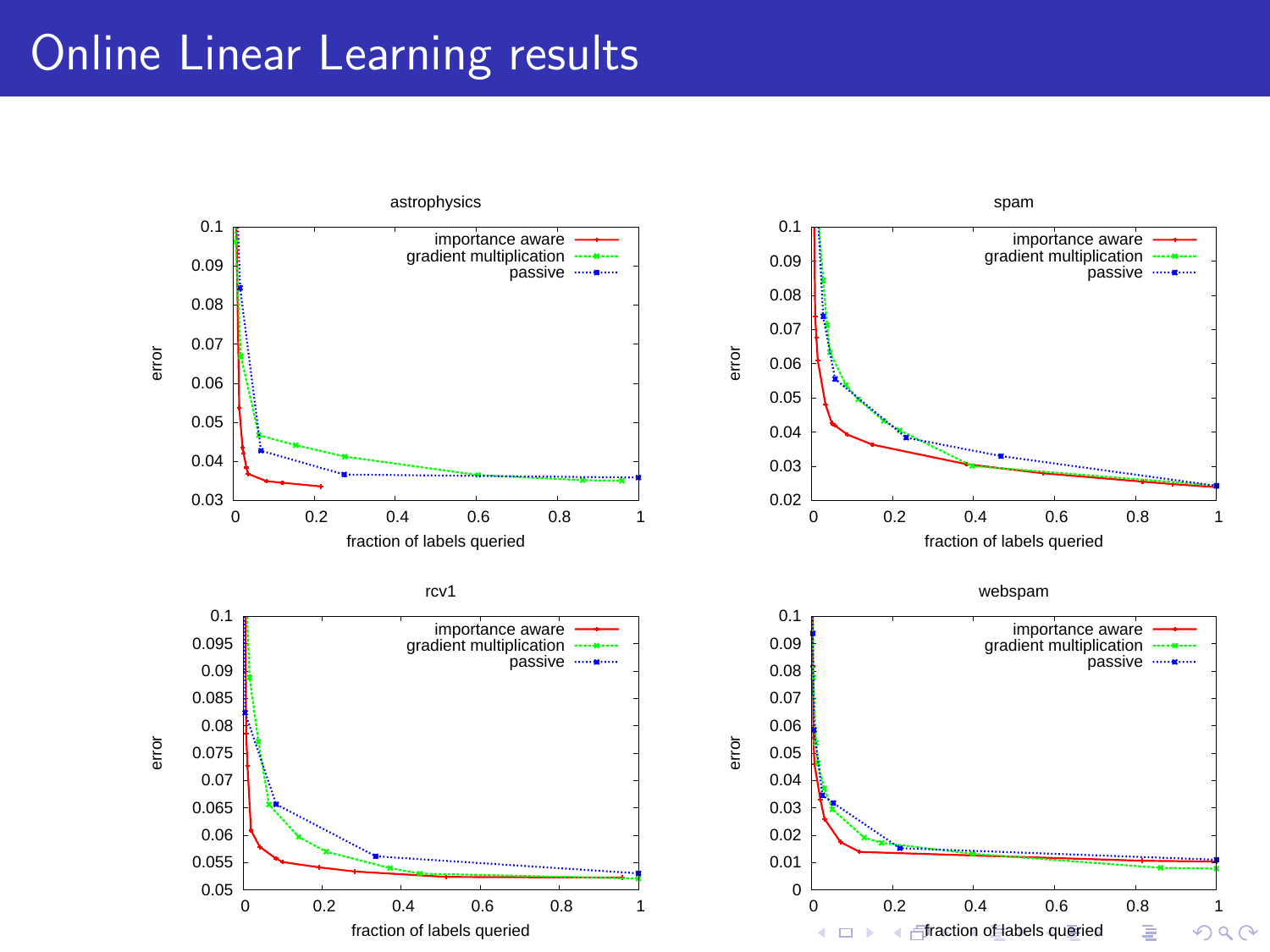# Online Linear Learning results

astrophysics

spam

rcv1

webspam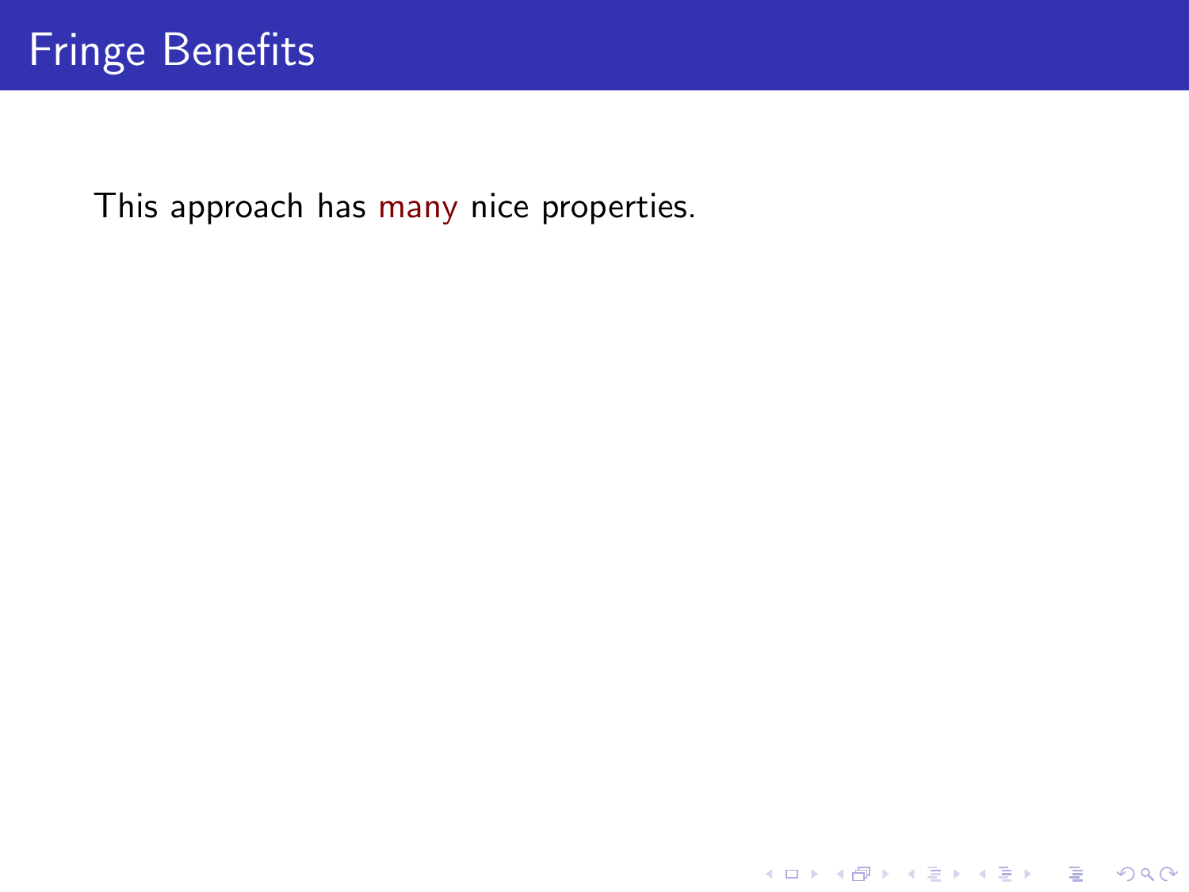# Fringe Benefits

This approach has many nice properties.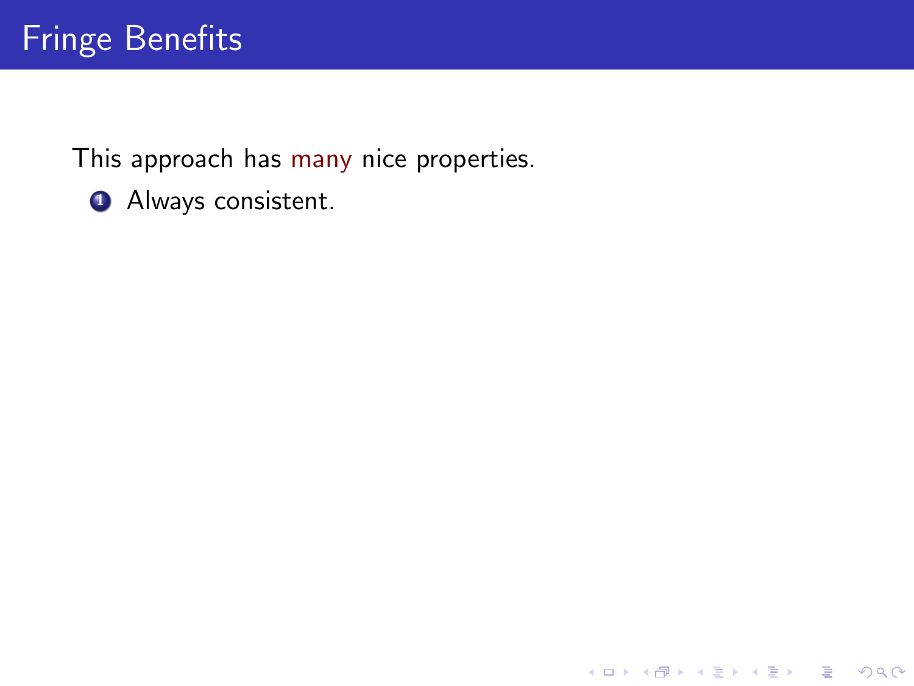# Fringe Benefits

This approach has many nice properties.

1. Always consistent.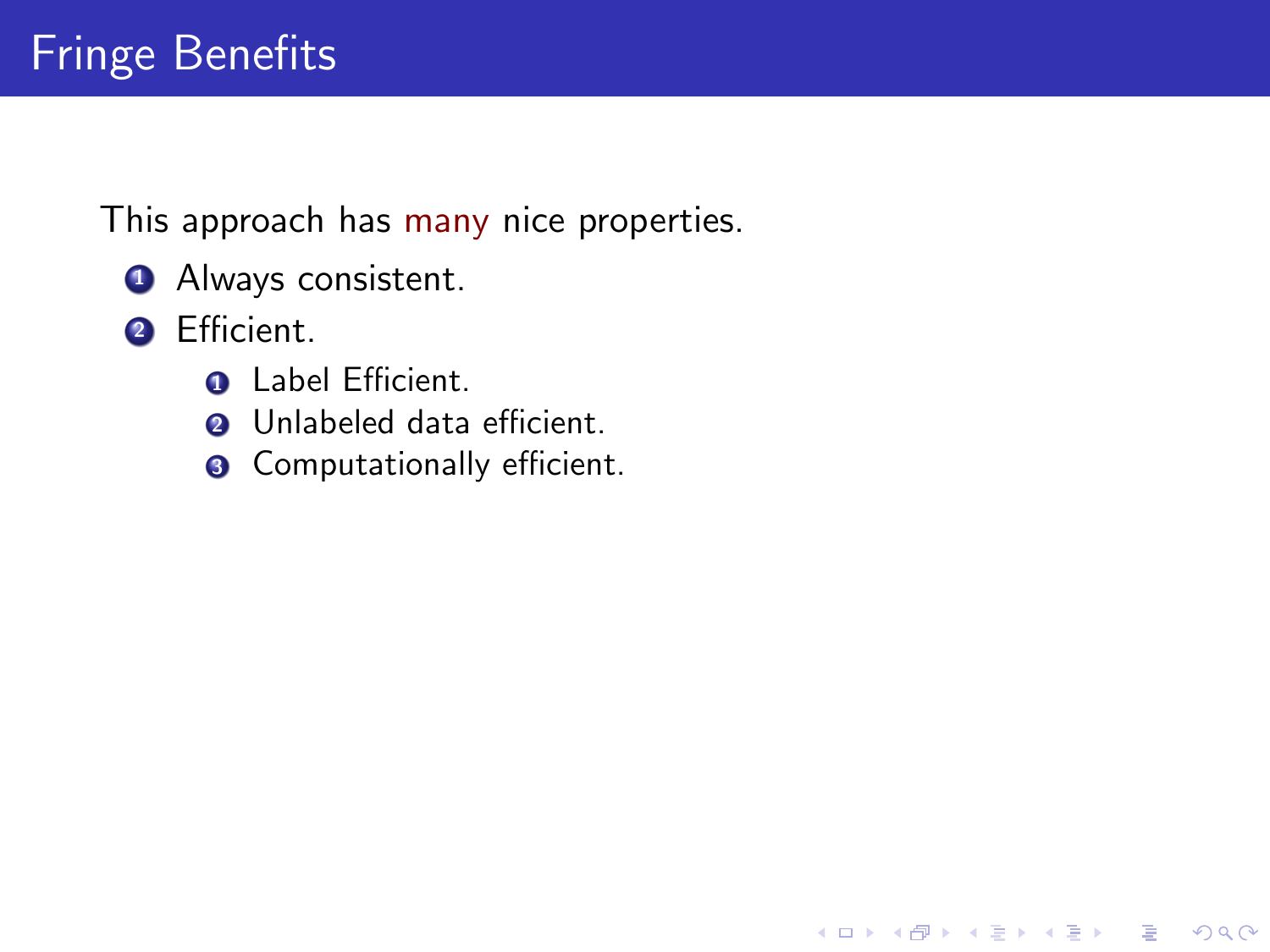# Fringe Benefits

This approach has many nice properties.

1. Always consistent.
2. Efficient.
    1. Label Efficient.
    2. Unlabeled data efficient.
    3. Computationally efficient.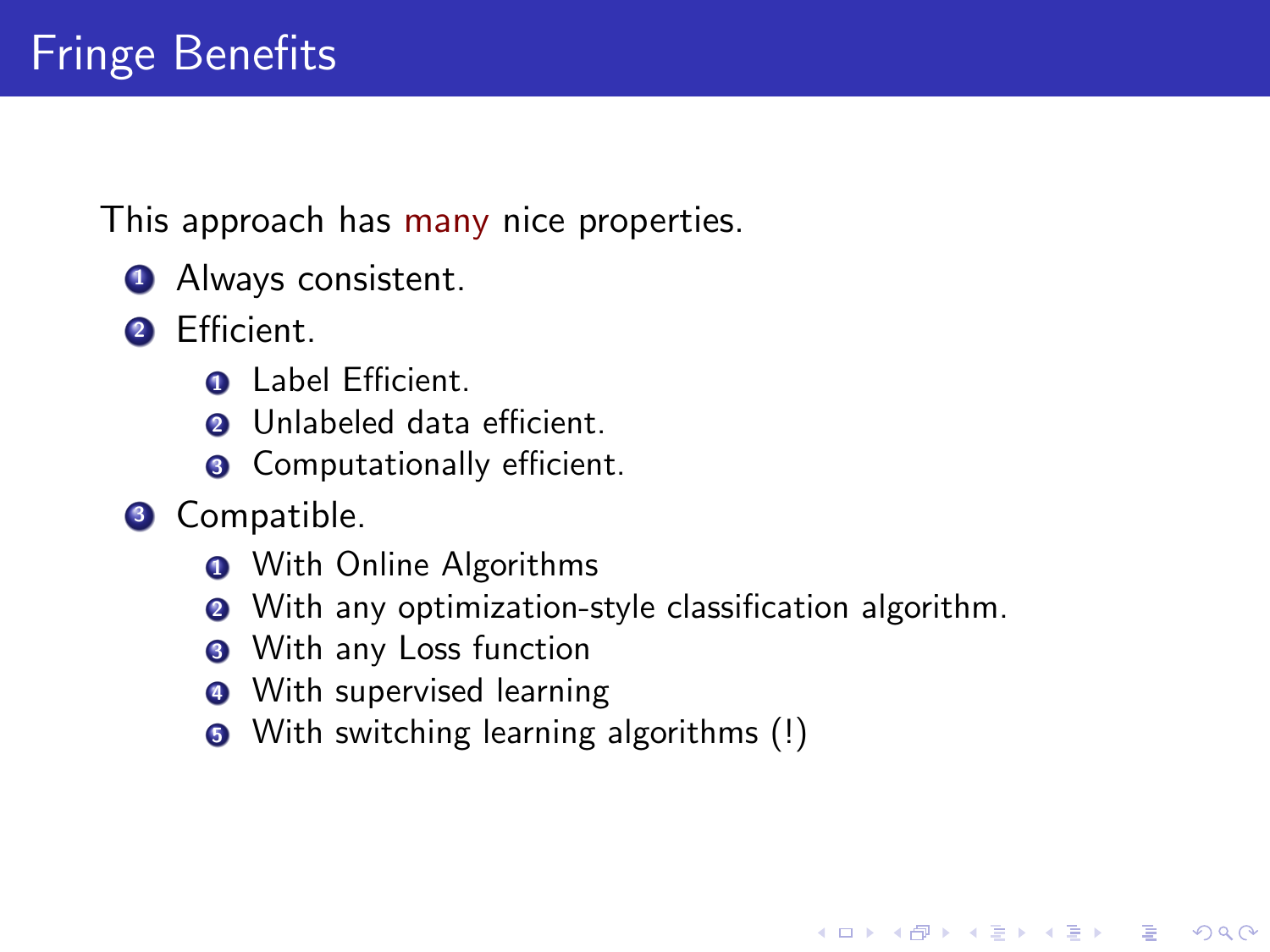# Fringe Benefits

This approach has many nice properties.

1. Always consistent.
2. Efficient.
    1. Label Efficient.
    2. Unlabeled data efficient.
    3. Computationally efficient.
3. Compatible.
    1. With Online Algorithms
    2. With any optimization-style classification algorithm.
    3. With any Loss function
    4. With supervised learning
    5. With switching learning algorithms (!)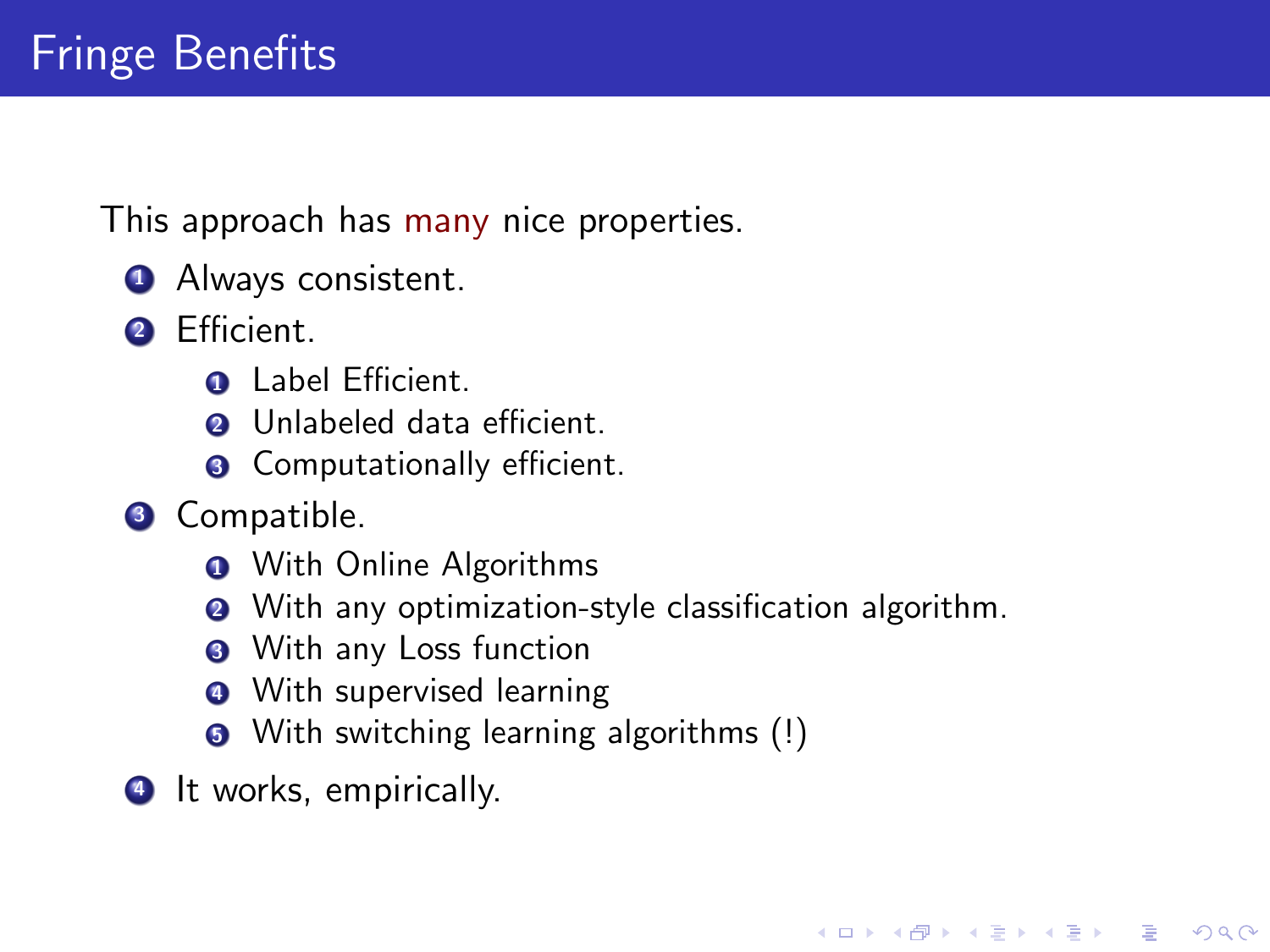# Fringe Benefits

This approach has many nice properties.

1. Always consistent.
2. Efficient.
   1. Label Efficient.
   2. Unlabeled data efficient.
   3. Computationally efficient.
3. Compatible.
   1. With Online Algorithms
   2. With any optimization-style classification algorithm.
   3. With any Loss function
   4. With supervised learning
   5. With switching learning algorithms (!)
4. It works, empirically.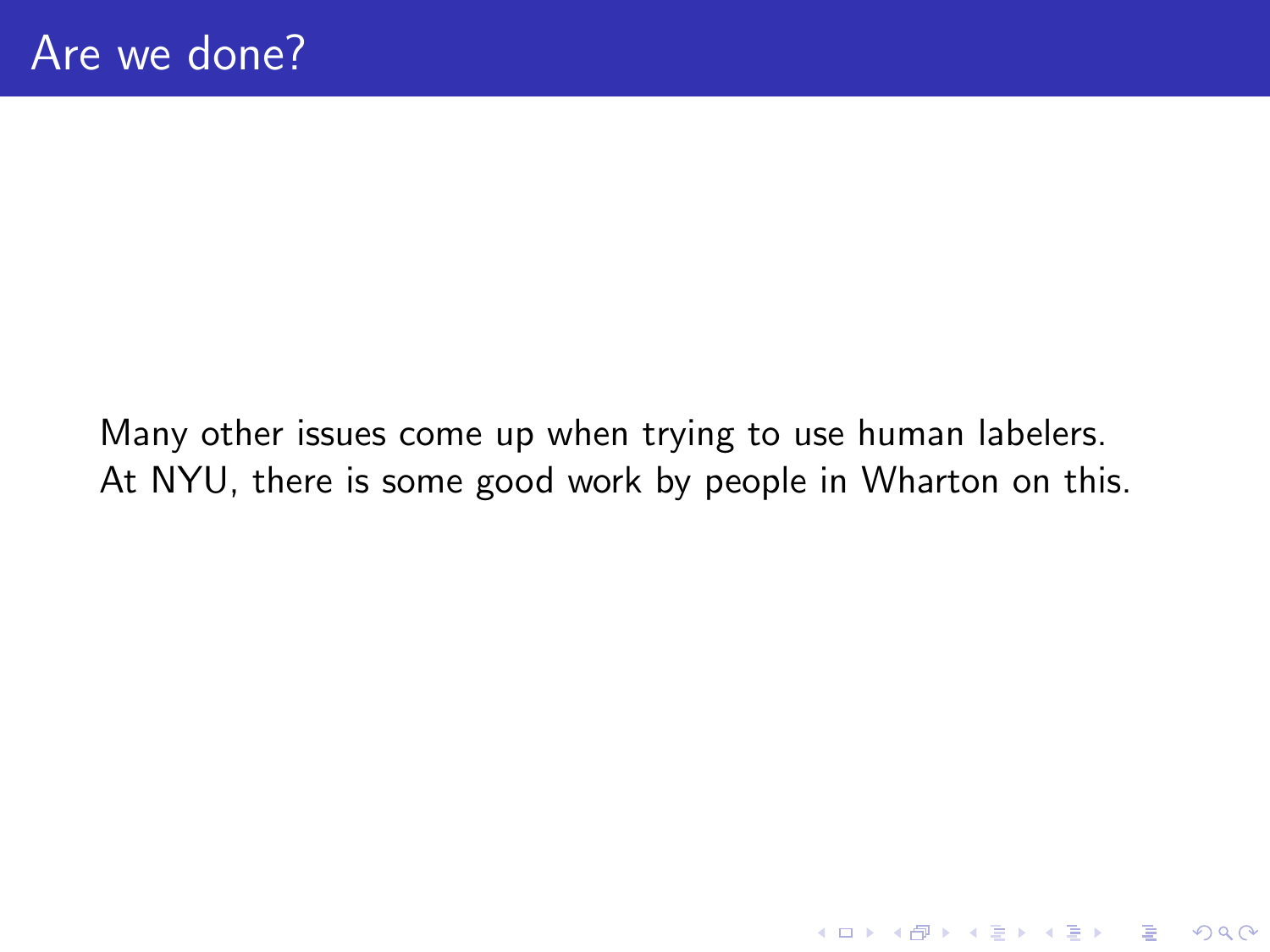# Are we done?

Many other issues come up when trying to use human labelers.
At NYU, there is some good work by people in Wharton on this.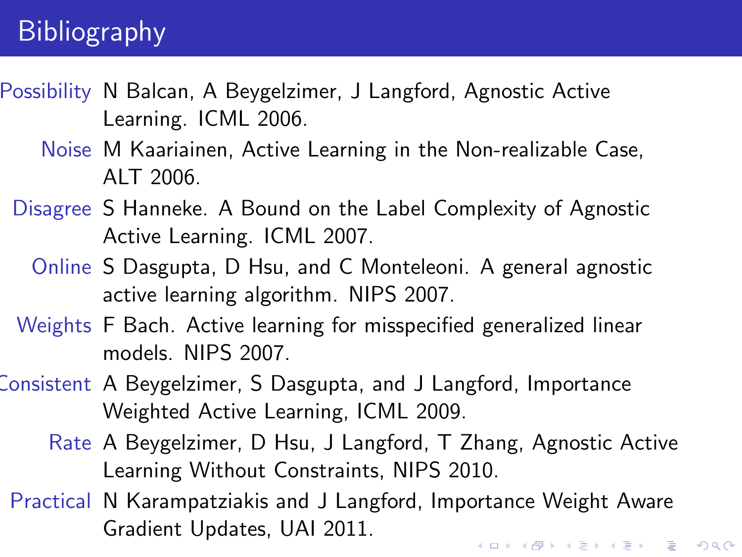# Bibliography

- **Possibility** N Balcan, A Beygelzimer, J Langford, Agnostic Active Learning. ICML 2006.
- **Noise** M Kaariainen, Active Learning in the Non-realizable Case, ALT 2006.
- **Disagree** S Hanneke. A Bound on the Label Complexity of Agnostic Active Learning. ICML 2007.
- **Online** S Dasgupta, D Hsu, and C Monteleoni. A general agnostic active learning algorithm. NIPS 2007.
- **Weights** F Bach. Active learning for misspecified generalized linear models. NIPS 2007.
- **Consistent** A Beygelzimer, S Dasgupta, and J Langford, Importance Weighted Active Learning, ICML 2009.
- **Rate** A Beygelzimer, D Hsu, J Langford, T Zhang, Agnostic Active Learning Without Constraints, NIPS 2010.
- **Practical** N Karampatziakis and J Langford, Importance Weight Aware Gradient Updates, UAI 2011.